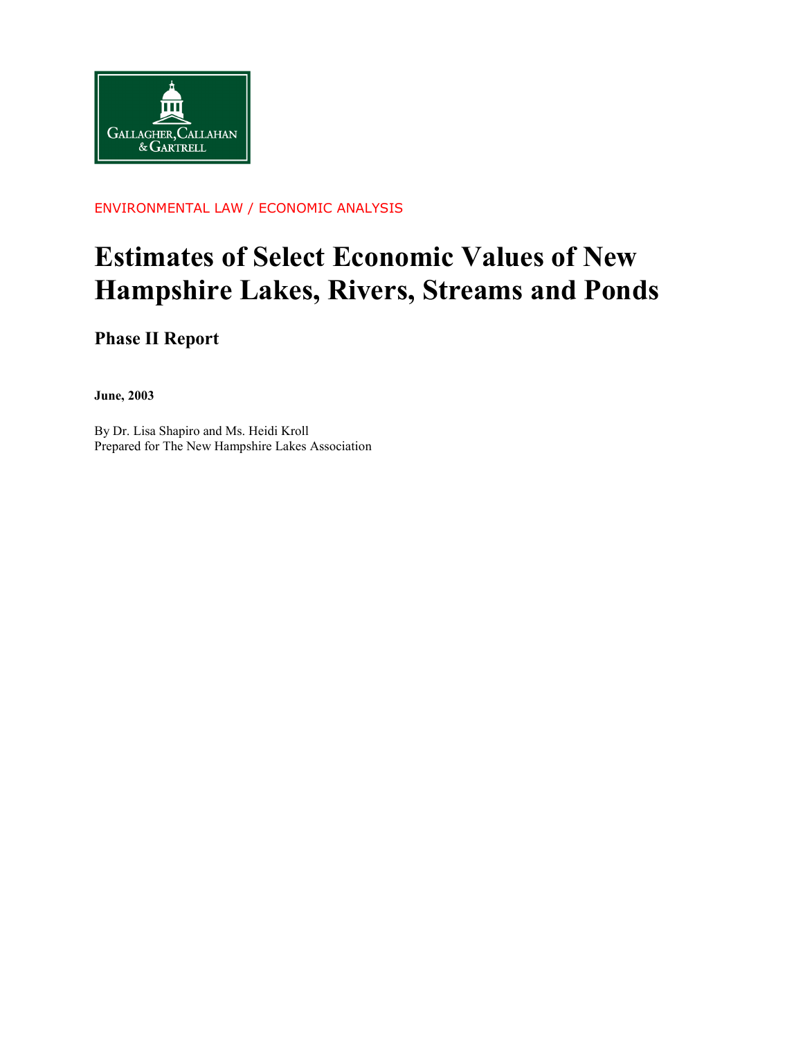GALLAGHER, CALLAHAN & GARTRELL

ENVIRONMENTAL LAW / ECONOMIC ANALYSIS

# Estimates of Select Economic Values of New Hampshire Lakes, Rivers, Streams and Ponds

## Phase II Report

**June, 2003**

By Dr. Lisa Shapiro and Ms. Heidi Kroll
Prepared for The New Hampshire Lakes Association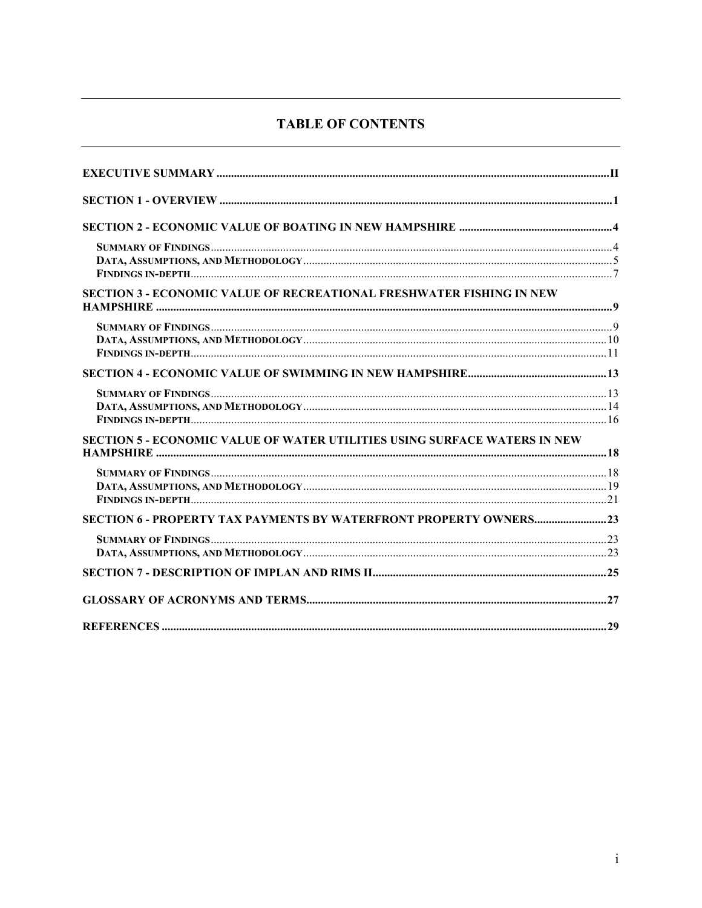# TABLE OF CONTENTS

**EXECUTIVE SUMMARY** .......... II

**SECTION 1 - OVERVIEW** .......... 1

**SECTION 2 - ECONOMIC VALUE OF BOATING IN NEW HAMPSHIRE** .......... 4

- **SUMMARY OF FINDINGS** .......... 4
- **DATA, ASSUMPTIONS, AND METHODOLOGY** .......... 5
- **FINDINGS IN-DEPTH** .......... 7

**SECTION 3 - ECONOMIC VALUE OF RECREATIONAL FRESHWATER FISHING IN NEW HAMPSHIRE** .......... 9

- **SUMMARY OF FINDINGS** .......... 9
- **DATA, ASSUMPTIONS, AND METHODOLOGY** .......... 10
- **FINDINGS IN-DEPTH** .......... 11

**SECTION 4 - ECONOMIC VALUE OF SWIMMING IN NEW HAMPSHIRE** .......... 13

- **SUMMARY OF FINDINGS** .......... 13
- **DATA, ASSUMPTIONS, AND METHODOLOGY** .......... 14
- **FINDINGS IN-DEPTH** .......... 16

**SECTION 5 - ECONOMIC VALUE OF WATER UTILITIES USING SURFACE WATERS IN NEW HAMPSHIRE** .......... 18

- **SUMMARY OF FINDINGS** .......... 18
- **DATA, ASSUMPTIONS, AND METHODOLOGY** .......... 19
- **FINDINGS IN-DEPTH** .......... 21

**SECTION 6 - PROPERTY TAX PAYMENTS BY WATERFRONT PROPERTY OWNERS** .......... 23

- **SUMMARY OF FINDINGS** .......... 23
- **DATA, ASSUMPTIONS, AND METHODOLOGY** .......... 23

**SECTION 7 - DESCRIPTION OF IMPLAN AND RIMS II** .......... 25

**GLOSSARY OF ACRONYMS AND TERMS** .......... 27

**REFERENCES** .......... 29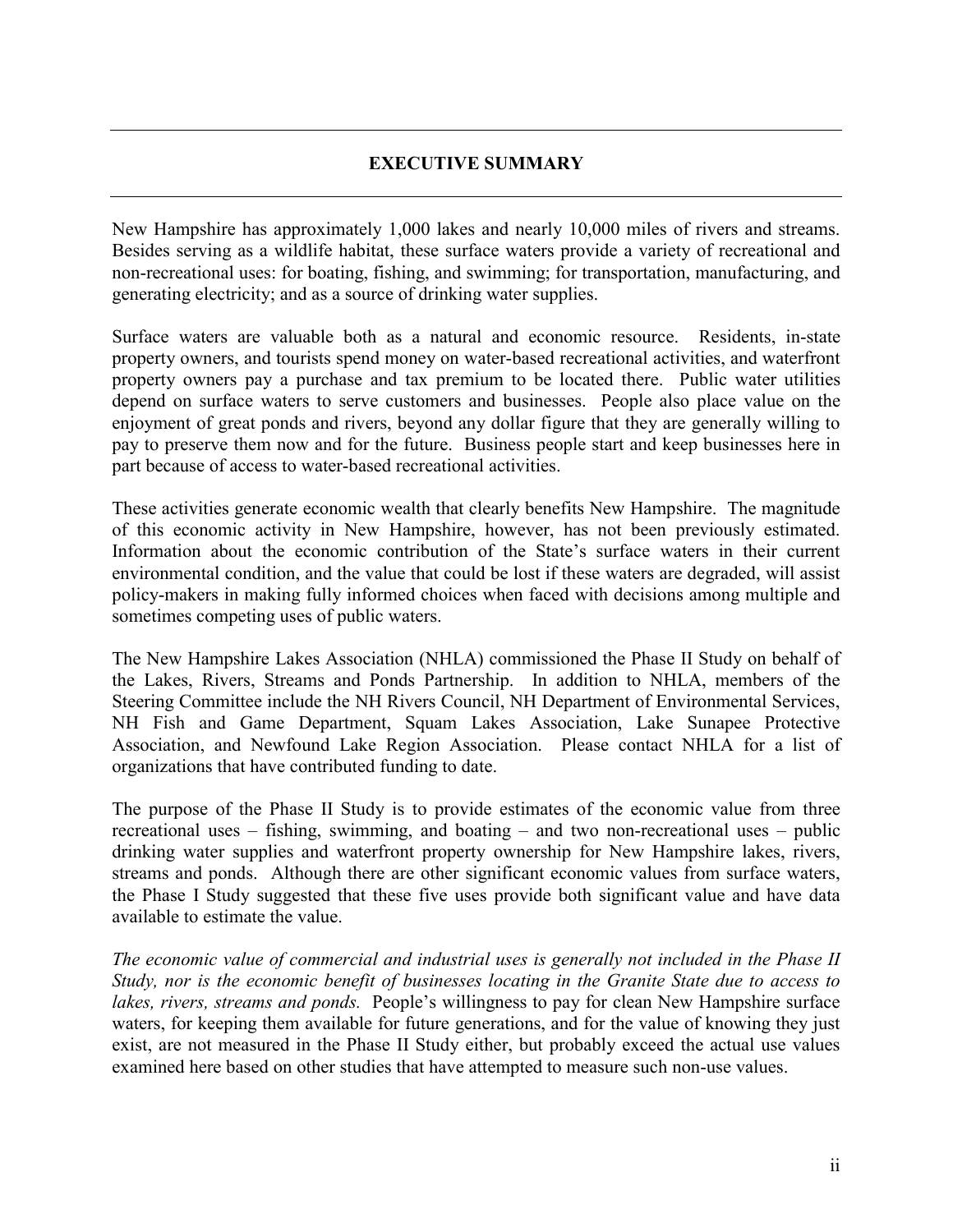# EXECUTIVE SUMMARY

New Hampshire has approximately 1,000 lakes and nearly 10,000 miles of rivers and streams. Besides serving as a wildlife habitat, these surface waters provide a variety of recreational and non-recreational uses: for boating, fishing, and swimming; for transportation, manufacturing, and generating electricity; and as a source of drinking water supplies.

Surface waters are valuable both as a natural and economic resource. Residents, in-state property owners, and tourists spend money on water-based recreational activities, and waterfront property owners pay a purchase and tax premium to be located there. Public water utilities depend on surface waters to serve customers and businesses. People also place value on the enjoyment of great ponds and rivers, beyond any dollar figure that they are generally willing to pay to preserve them now and for the future. Business people start and keep businesses here in part because of access to water-based recreational activities.

These activities generate economic wealth that clearly benefits New Hampshire. The magnitude of this economic activity in New Hampshire, however, has not been previously estimated. Information about the economic contribution of the State's surface waters in their current environmental condition, and the value that could be lost if these waters are degraded, will assist policy-makers in making fully informed choices when faced with decisions among multiple and sometimes competing uses of public waters.

The New Hampshire Lakes Association (NHLA) commissioned the Phase II Study on behalf of the Lakes, Rivers, Streams and Ponds Partnership. In addition to NHLA, members of the Steering Committee include the NH Rivers Council, NH Department of Environmental Services, NH Fish and Game Department, Squam Lakes Association, Lake Sunapee Protective Association, and Newfound Lake Region Association. Please contact NHLA for a list of organizations that have contributed funding to date.

The purpose of the Phase II Study is to provide estimates of the economic value from three recreational uses – fishing, swimming, and boating – and two non-recreational uses – public drinking water supplies and waterfront property ownership for New Hampshire lakes, rivers, streams and ponds. Although there are other significant economic values from surface waters, the Phase I Study suggested that these five uses provide both significant value and have data available to estimate the value.

*The economic value of commercial and industrial uses is generally not included in the Phase II Study, nor is the economic benefit of businesses locating in the Granite State due to access to lakes, rivers, streams and ponds.* People's willingness to pay for clean New Hampshire surface waters, for keeping them available for future generations, and for the value of knowing they just exist, are not measured in the Phase II Study either, but probably exceed the actual use values examined here based on other studies that have attempted to measure such non-use values.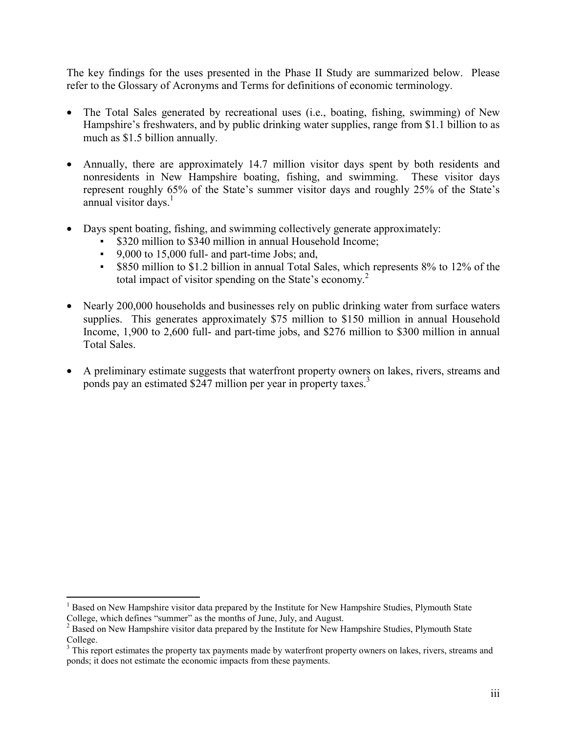The key findings for the uses presented in the Phase II Study are summarized below. Please refer to the Glossary of Acronyms and Terms for definitions of economic terminology.

- The Total Sales generated by recreational uses (i.e., boating, fishing, swimming) of New Hampshire's freshwaters, and by public drinking water supplies, range from $1.1 billion to as much as $1.5 billion annually.
- Annually, there are approximately 14.7 million visitor days spent by both residents and nonresidents in New Hampshire boating, fishing, and swimming. These visitor days represent roughly 65% of the State's summer visitor days and roughly 25% of the State's annual visitor days.[1]
- Days spent boating, fishing, and swimming collectively generate approximately:
  - $320 million to $340 million in annual Household Income;
  - 9,000 to 15,000 full- and part-time Jobs; and,
  - $850 million to $1.2 billion in annual Total Sales, which represents 8% to 12% of the total impact of visitor spending on the State's economy.[2]
- Nearly 200,000 households and businesses rely on public drinking water from surface waters supplies. This generates approximately $75 million to $150 million in annual Household Income, 1,900 to 2,600 full- and part-time jobs, and $276 million to $300 million in annual Total Sales.
- A preliminary estimate suggests that waterfront property owners on lakes, rivers, streams and ponds pay an estimated $247 million per year in property taxes.[3]

---

[1] Based on New Hampshire visitor data prepared by the Institute for New Hampshire Studies, Plymouth State College, which defines "summer" as the months of June, July, and August.

[2] Based on New Hampshire visitor data prepared by the Institute for New Hampshire Studies, Plymouth State College.

[3] This report estimates the property tax payments made by waterfront property owners on lakes, rivers, streams and ponds; it does not estimate the economic impacts from these payments.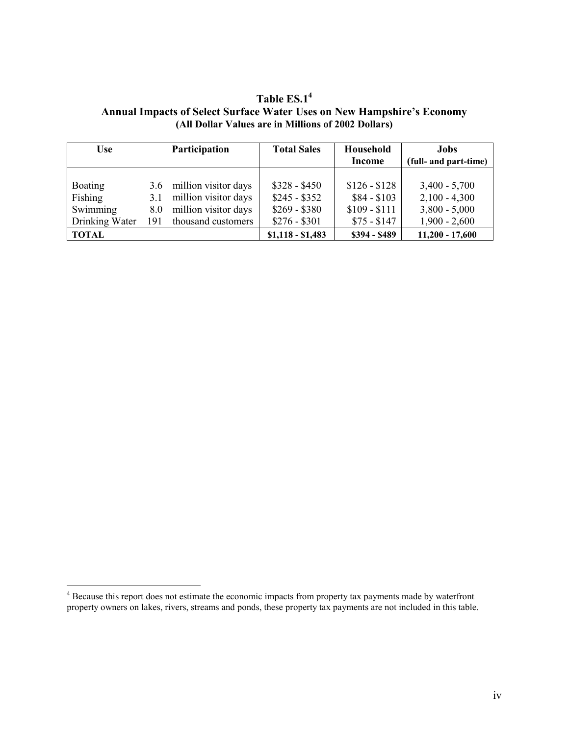**Table ES.1[4]**
**Annual Impacts of Select Surface Water Uses on New Hampshire's Economy**
**(All Dollar Values are in Millions of 2002 Dollars)**

| Use | Participation | Total Sales | Household Income | Jobs (full- and part-time) |
|---|---|---|---|---|
| Boating | 3.6 million visitor days | $328 - $450 | $126 - $128 | 3,400 - 5,700 |
| Fishing | 3.1 million visitor days | $245 - $352 | $84 - $103 | 2,100 - 4,300 |
| Swimming | 8.0 million visitor days | $269 - $380 | $109 - $111 | 3,800 - 5,000 |
| Drinking Water | 191 thousand customers | $276 - $301 | $75 - $147 | 1,900 - 2,600 |
| **TOTAL** | | **$1,118 - $1,483** | **$394 - $489** | **11,200 - 17,600** |

[4] Because this report does not estimate the economic impacts from property tax payments made by waterfront property owners on lakes, rivers, streams and ponds, these property tax payments are not included in this table.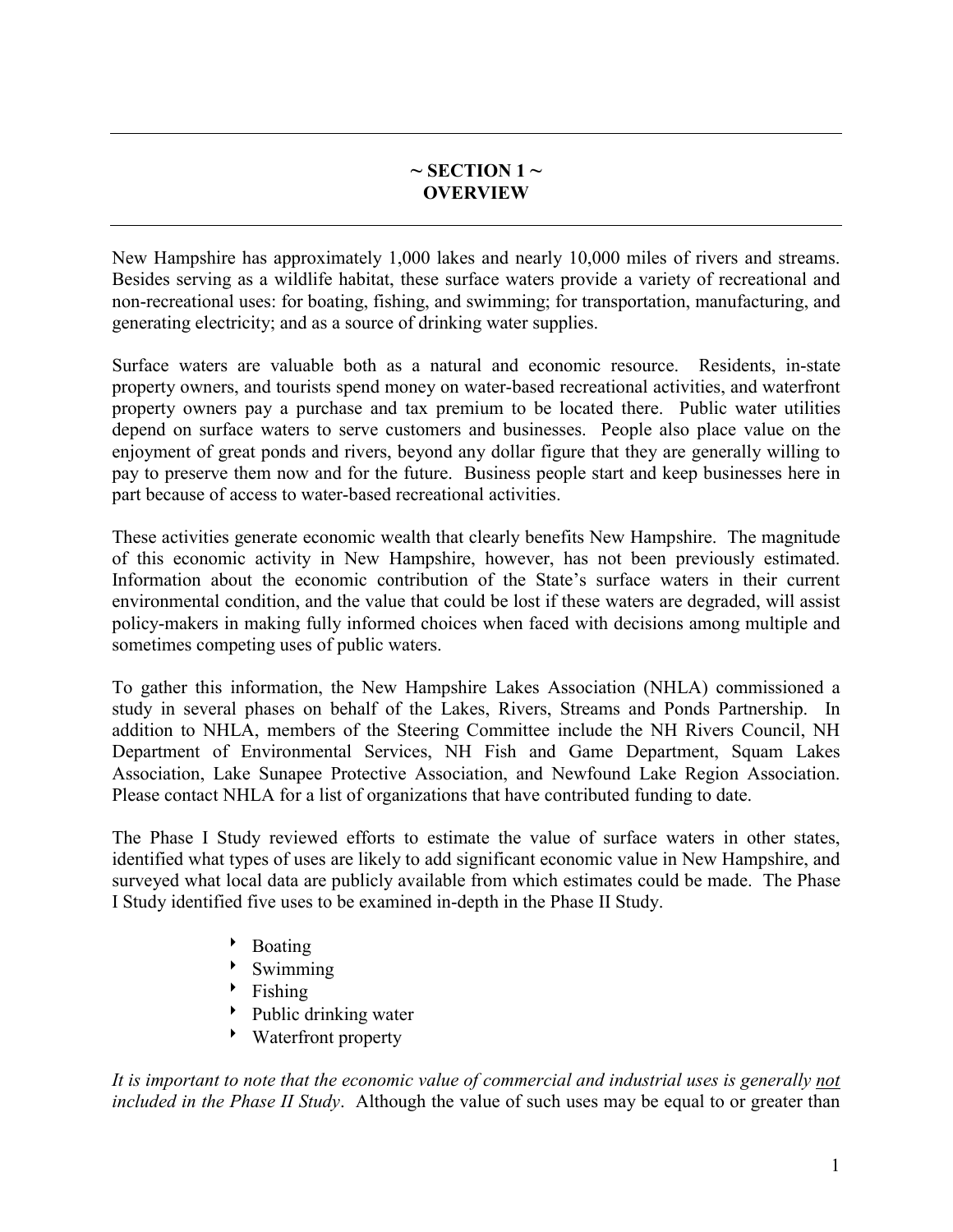## ~ SECTION 1 ~ OVERVIEW

New Hampshire has approximately 1,000 lakes and nearly 10,000 miles of rivers and streams. Besides serving as a wildlife habitat, these surface waters provide a variety of recreational and non-recreational uses: for boating, fishing, and swimming; for transportation, manufacturing, and generating electricity; and as a source of drinking water supplies.

Surface waters are valuable both as a natural and economic resource. Residents, in-state property owners, and tourists spend money on water-based recreational activities, and waterfront property owners pay a purchase and tax premium to be located there. Public water utilities depend on surface waters to serve customers and businesses. People also place value on the enjoyment of great ponds and rivers, beyond any dollar figure that they are generally willing to pay to preserve them now and for the future. Business people start and keep businesses here in part because of access to water-based recreational activities.

These activities generate economic wealth that clearly benefits New Hampshire. The magnitude of this economic activity in New Hampshire, however, has not been previously estimated. Information about the economic contribution of the State's surface waters in their current environmental condition, and the value that could be lost if these waters are degraded, will assist policy-makers in making fully informed choices when faced with decisions among multiple and sometimes competing uses of public waters.

To gather this information, the New Hampshire Lakes Association (NHLA) commissioned a study in several phases on behalf of the Lakes, Rivers, Streams and Ponds Partnership. In addition to NHLA, members of the Steering Committee include the NH Rivers Council, NH Department of Environmental Services, NH Fish and Game Department, Squam Lakes Association, Lake Sunapee Protective Association, and Newfound Lake Region Association. Please contact NHLA for a list of organizations that have contributed funding to date.

The Phase I Study reviewed efforts to estimate the value of surface waters in other states, identified what types of uses are likely to add significant economic value in New Hampshire, and surveyed what local data are publicly available from which estimates could be made. The Phase I Study identified five uses to be examined in-depth in the Phase II Study.

- Boating
- Swimming
- Fishing
- Public drinking water
- Waterfront property

*It is important to note that the economic value of commercial and industrial uses is generally not included in the Phase II Study*. Although the value of such uses may be equal to or greater than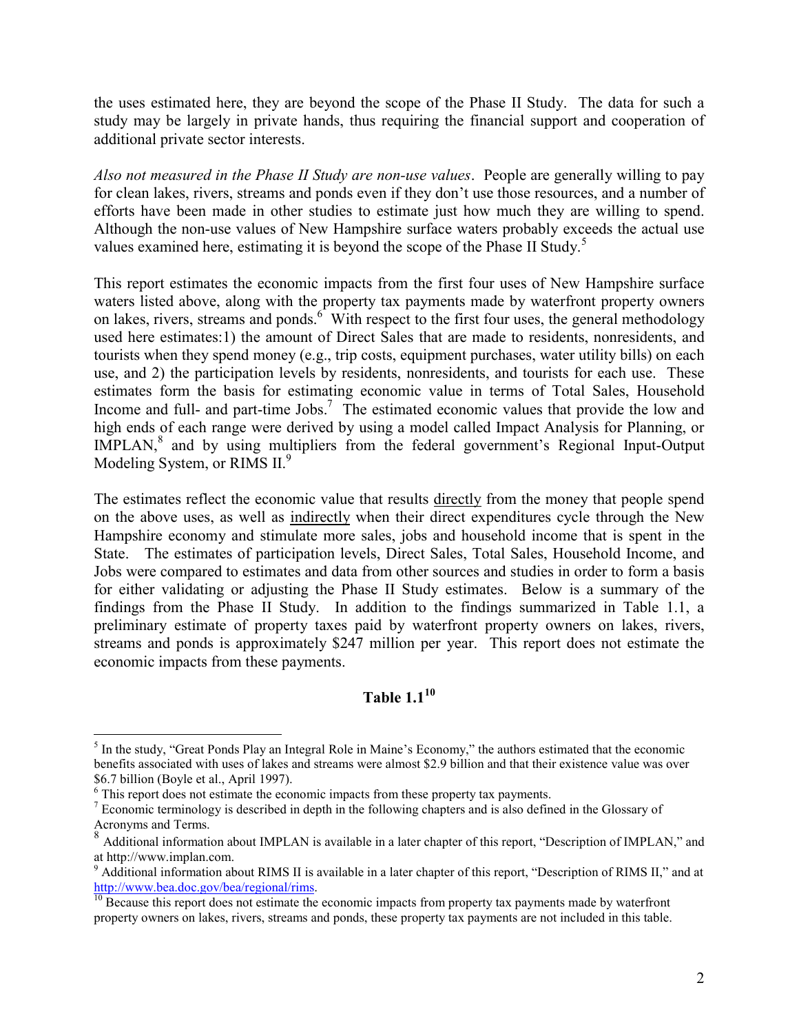the uses estimated here, they are beyond the scope of the Phase II Study. The data for such a study may be largely in private hands, thus requiring the financial support and cooperation of additional private sector interests.

*Also not measured in the Phase II Study are non-use values*. People are generally willing to pay for clean lakes, rivers, streams and ponds even if they don't use those resources, and a number of efforts have been made in other studies to estimate just how much they are willing to spend. Although the non-use values of New Hampshire surface waters probably exceeds the actual use values examined here, estimating it is beyond the scope of the Phase II Study.[5]

This report estimates the economic impacts from the first four uses of New Hampshire surface waters listed above, along with the property tax payments made by waterfront property owners on lakes, rivers, streams and ponds.[6] With respect to the first four uses, the general methodology used here estimates:1) the amount of Direct Sales that are made to residents, nonresidents, and tourists when they spend money (e.g., trip costs, equipment purchases, water utility bills) on each use, and 2) the participation levels by residents, nonresidents, and tourists for each use. These estimates form the basis for estimating economic value in terms of Total Sales, Household Income and full- and part-time Jobs.[7] The estimated economic values that provide the low and high ends of each range were derived by using a model called Impact Analysis for Planning, or IMPLAN,[8] and by using multipliers from the federal government's Regional Input-Output Modeling System, or RIMS II.[9]

The estimates reflect the economic value that results directly from the money that people spend on the above uses, as well as indirectly when their direct expenditures cycle through the New Hampshire economy and stimulate more sales, jobs and household income that is spent in the State. The estimates of participation levels, Direct Sales, Total Sales, Household Income, and Jobs were compared to estimates and data from other sources and studies in order to form a basis for either validating or adjusting the Phase II Study estimates. Below is a summary of the findings from the Phase II Study. In addition to the findings summarized in Table 1.1, a preliminary estimate of property taxes paid by waterfront property owners on lakes, rivers, streams and ponds is approximately $247 million per year. This report does not estimate the economic impacts from these payments.

**Table 1.1**[10]

---

[5] In the study, "Great Ponds Play an Integral Role in Maine's Economy," the authors estimated that the economic benefits associated with uses of lakes and streams were almost $2.9 billion and that their existence value was over $6.7 billion (Boyle et al., April 1997).

[6] This report does not estimate the economic impacts from these property tax payments.

[7] Economic terminology is described in depth in the following chapters and is also defined in the Glossary of Acronyms and Terms.

[8] Additional information about IMPLAN is available in a later chapter of this report, "Description of IMPLAN," and at http://www.implan.com.

[9] Additional information about RIMS II is available in a later chapter of this report, "Description of RIMS II," and at http://www.bea.doc.gov/bea/regional/rims.

[10] Because this report does not estimate the economic impacts from property tax payments made by waterfront property owners on lakes, rivers, streams and ponds, these property tax payments are not included in this table.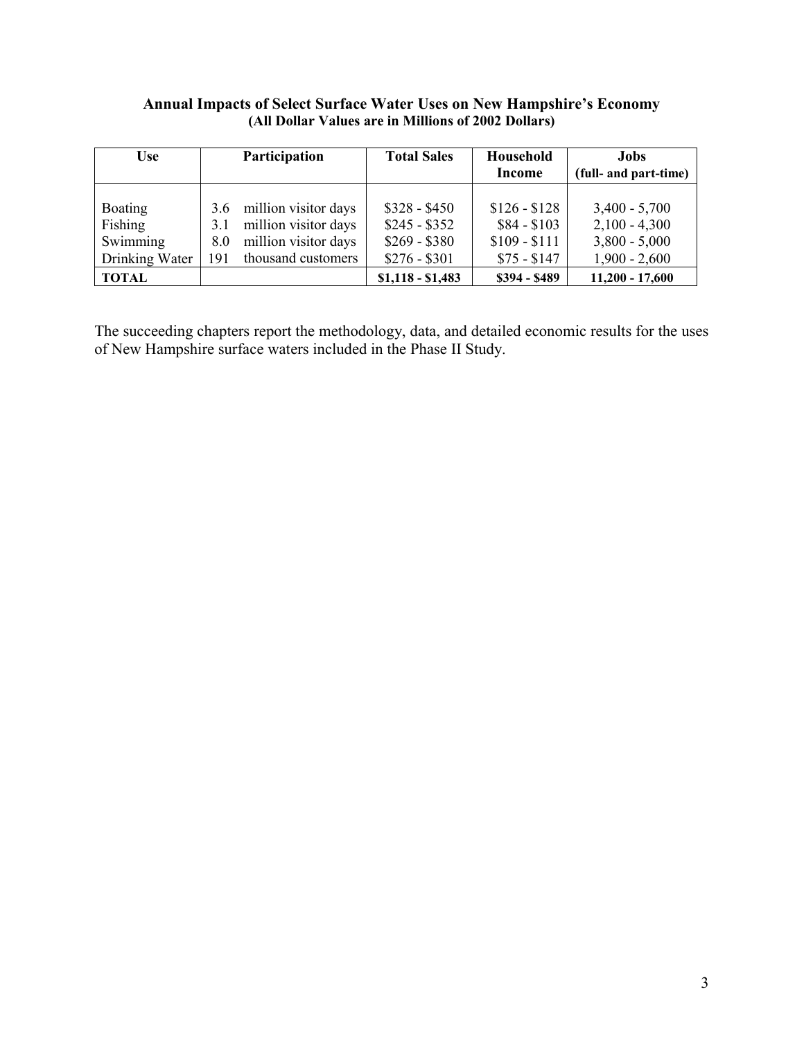**Annual Impacts of Select Surface Water Uses on New Hampshire's Economy**
**(All Dollar Values are in Millions of 2002 Dollars)**

| Use | Participation | Total Sales | Household Income | Jobs (full- and part-time) |
|---|---|---|---|---|
| Boating | 3.6 million visitor days | $328 - $450 | $126 - $128 | 3,400 - 5,700 |
| Fishing | 3.1 million visitor days | $245 - $352 | $84 - $103 | 2,100 - 4,300 |
| Swimming | 8.0 million visitor days | $269 - $380 | $109 - $111 | 3,800 - 5,000 |
| Drinking Water | 191 thousand customers | $276 - $301 | $75 - $147 | 1,900 - 2,600 |
| **TOTAL** | | **$1,118 - $1,483** | **$394 - $489** | **11,200 - 17,600** |

The succeeding chapters report the methodology, data, and detailed economic results for the uses of New Hampshire surface waters included in the Phase II Study.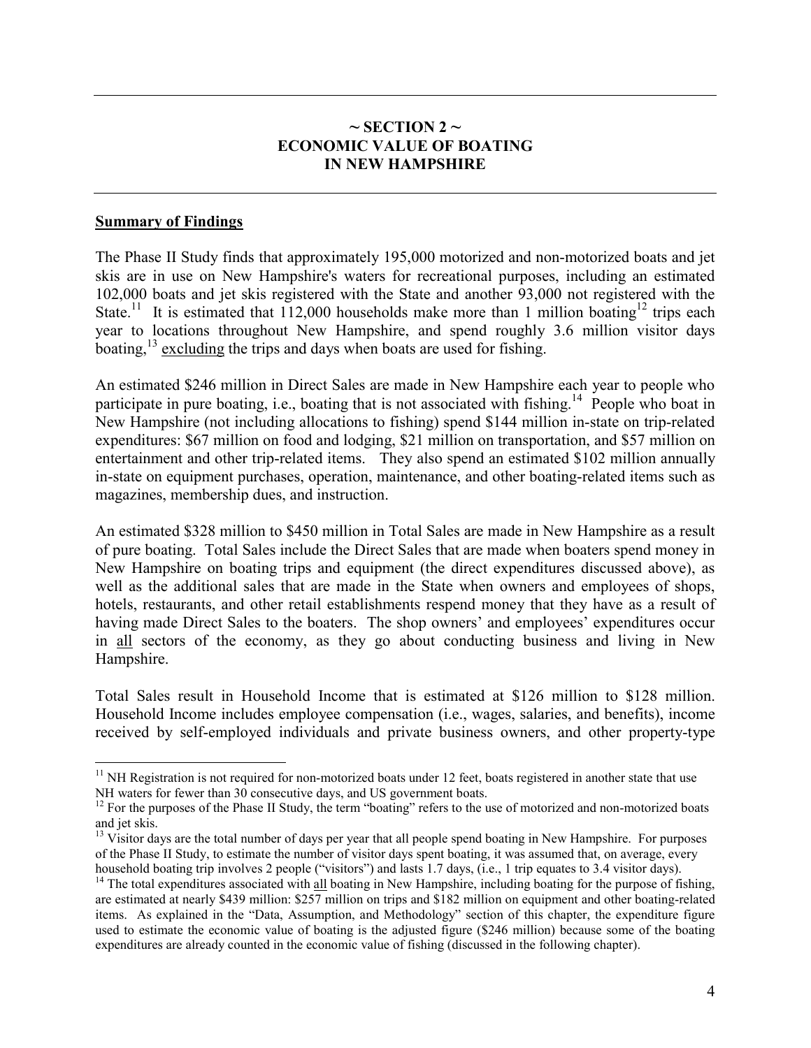## ~ SECTION 2 ~
## ECONOMIC VALUE OF BOATING IN NEW HAMPSHIRE

### Summary of Findings

The Phase II Study finds that approximately 195,000 motorized and non-motorized boats and jet skis are in use on New Hampshire's waters for recreational purposes, including an estimated 102,000 boats and jet skis registered with the State and another 93,000 not registered with the State.[11] It is estimated that 112,000 households make more than 1 million boating[12] trips each year to locations throughout New Hampshire, and spend roughly 3.6 million visitor days boating,[13] excluding the trips and days when boats are used for fishing.

An estimated $246 million in Direct Sales are made in New Hampshire each year to people who participate in pure boating, i.e., boating that is not associated with fishing.[14] People who boat in New Hampshire (not including allocations to fishing) spend $144 million in-state on trip-related expenditures: $67 million on food and lodging, $21 million on transportation, and $57 million on entertainment and other trip-related items. They also spend an estimated $102 million annually in-state on equipment purchases, operation, maintenance, and other boating-related items such as magazines, membership dues, and instruction.

An estimated $328 million to $450 million in Total Sales are made in New Hampshire as a result of pure boating. Total Sales include the Direct Sales that are made when boaters spend money in New Hampshire on boating trips and equipment (the direct expenditures discussed above), as well as the additional sales that are made in the State when owners and employees of shops, hotels, restaurants, and other retail establishments respend money that they have as a result of having made Direct Sales to the boaters. The shop owners' and employees' expenditures occur in all sectors of the economy, as they go about conducting business and living in New Hampshire.

Total Sales result in Household Income that is estimated at $126 million to $128 million. Household Income includes employee compensation (i.e., wages, salaries, and benefits), income received by self-employed individuals and private business owners, and other property-type

---

[11] NH Registration is not required for non-motorized boats under 12 feet, boats registered in another state that use NH waters for fewer than 30 consecutive days, and US government boats.

[12] For the purposes of the Phase II Study, the term "boating" refers to the use of motorized and non-motorized boats and jet skis.

[13] Visitor days are the total number of days per year that all people spend boating in New Hampshire. For purposes of the Phase II Study, to estimate the number of visitor days spent boating, it was assumed that, on average, every household boating trip involves 2 people ("visitors") and lasts 1.7 days, (i.e., 1 trip equates to 3.4 visitor days).

[14] The total expenditures associated with all boating in New Hampshire, including boating for the purpose of fishing, are estimated at nearly $439 million: $257 million on trips and $182 million on equipment and other boating-related items. As explained in the "Data, Assumption, and Methodology" section of this chapter, the expenditure figure used to estimate the economic value of boating is the adjusted figure ($246 million) because some of the boating expenditures are already counted in the economic value of fishing (discussed in the following chapter).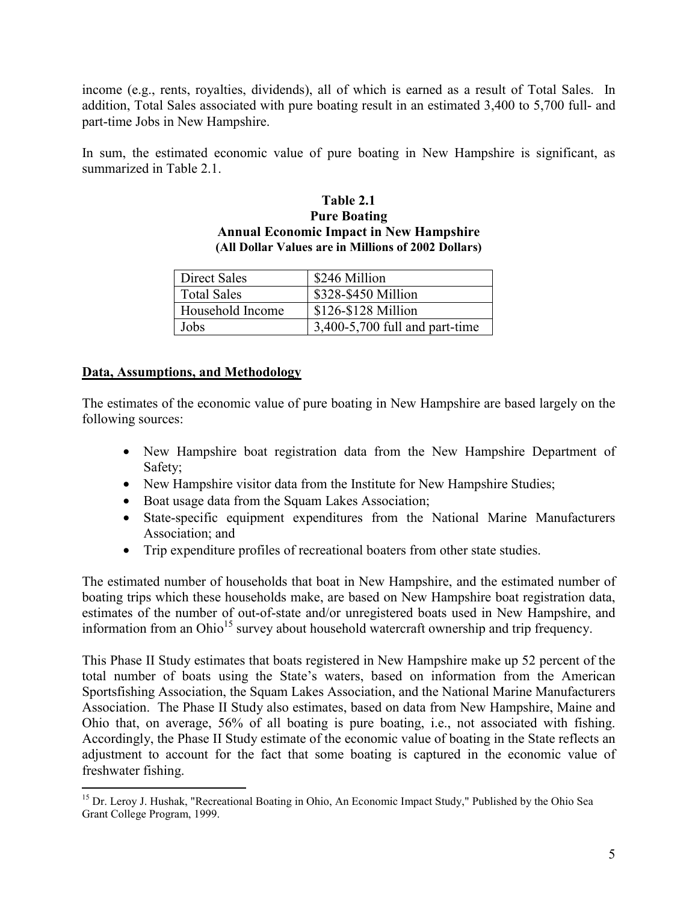income (e.g., rents, royalties, dividends), all of which is earned as a result of Total Sales. In addition, Total Sales associated with pure boating result in an estimated 3,400 to 5,700 full- and part-time Jobs in New Hampshire.

In sum, the estimated economic value of pure boating in New Hampshire is significant, as summarized in Table 2.1.

**Table 2.1**
**Pure Boating**
**Annual Economic Impact in New Hampshire**
**(All Dollar Values are in Millions of 2002 Dollars)**

| | |
|---|---|
| Direct Sales | \$246 Million |
| Total Sales | \$328-\$450 Million |
| Household Income | \$126-\$128 Million |
| Jobs | 3,400-5,700 full and part-time |

**Data, Assumptions, and Methodology**

The estimates of the economic value of pure boating in New Hampshire are based largely on the following sources:

- New Hampshire boat registration data from the New Hampshire Department of Safety;
- New Hampshire visitor data from the Institute for New Hampshire Studies;
- Boat usage data from the Squam Lakes Association;
- State-specific equipment expenditures from the National Marine Manufacturers Association; and
- Trip expenditure profiles of recreational boaters from other state studies.

The estimated number of households that boat in New Hampshire, and the estimated number of boating trips which these households make, are based on New Hampshire boat registration data, estimates of the number of out-of-state and/or unregistered boats used in New Hampshire, and information from an Ohio[15] survey about household watercraft ownership and trip frequency.

This Phase II Study estimates that boats registered in New Hampshire make up 52 percent of the total number of boats using the State's waters, based on information from the American Sportsfishing Association, the Squam Lakes Association, and the National Marine Manufacturers Association. The Phase II Study also estimates, based on data from New Hampshire, Maine and Ohio that, on average, 56% of all boating is pure boating, i.e., not associated with fishing. Accordingly, the Phase II Study estimate of the economic value of boating in the State reflects an adjustment to account for the fact that some boating is captured in the economic value of freshwater fishing.

[15] Dr. Leroy J. Hushak, "Recreational Boating in Ohio, An Economic Impact Study," Published by the Ohio Sea Grant College Program, 1999.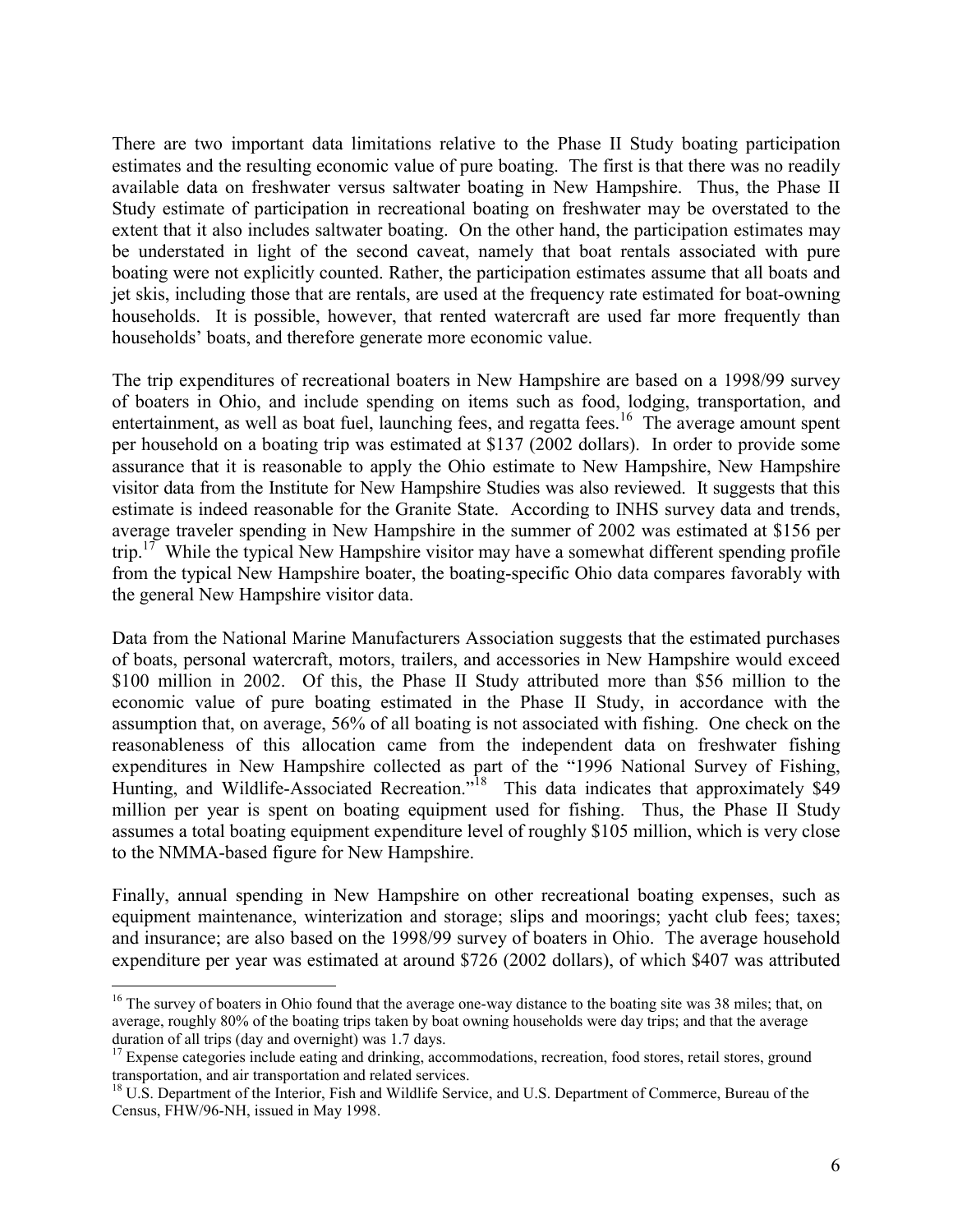There are two important data limitations relative to the Phase II Study boating participation estimates and the resulting economic value of pure boating. The first is that there was no readily available data on freshwater versus saltwater boating in New Hampshire. Thus, the Phase II Study estimate of participation in recreational boating on freshwater may be overstated to the extent that it also includes saltwater boating. On the other hand, the participation estimates may be understated in light of the second caveat, namely that boat rentals associated with pure boating were not explicitly counted. Rather, the participation estimates assume that all boats and jet skis, including those that are rentals, are used at the frequency rate estimated for boat-owning households. It is possible, however, that rented watercraft are used far more frequently than households' boats, and therefore generate more economic value.

The trip expenditures of recreational boaters in New Hampshire are based on a 1998/99 survey of boaters in Ohio, and include spending on items such as food, lodging, transportation, and entertainment, as well as boat fuel, launching fees, and regatta fees.[16] The average amount spent per household on a boating trip was estimated at $137 (2002 dollars). In order to provide some assurance that it is reasonable to apply the Ohio estimate to New Hampshire, New Hampshire visitor data from the Institute for New Hampshire Studies was also reviewed. It suggests that this estimate is indeed reasonable for the Granite State. According to INHS survey data and trends, average traveler spending in New Hampshire in the summer of 2002 was estimated at $156 per trip.[17] While the typical New Hampshire visitor may have a somewhat different spending profile from the typical New Hampshire boater, the boating-specific Ohio data compares favorably with the general New Hampshire visitor data.

Data from the National Marine Manufacturers Association suggests that the estimated purchases of boats, personal watercraft, motors, trailers, and accessories in New Hampshire would exceed $100 million in 2002. Of this, the Phase II Study attributed more than $56 million to the economic value of pure boating estimated in the Phase II Study, in accordance with the assumption that, on average, 56% of all boating is not associated with fishing. One check on the reasonableness of this allocation came from the independent data on freshwater fishing expenditures in New Hampshire collected as part of the "1996 National Survey of Fishing, Hunting, and Wildlife-Associated Recreation."[18] This data indicates that approximately $49 million per year is spent on boating equipment used for fishing. Thus, the Phase II Study assumes a total boating equipment expenditure level of roughly $105 million, which is very close to the NMMA-based figure for New Hampshire.

Finally, annual spending in New Hampshire on other recreational boating expenses, such as equipment maintenance, winterization and storage; slips and moorings; yacht club fees; taxes; and insurance; are also based on the 1998/99 survey of boaters in Ohio. The average household expenditure per year was estimated at around $726 (2002 dollars), of which $407 was attributed

---

[16] The survey of boaters in Ohio found that the average one-way distance to the boating site was 38 miles; that, on average, roughly 80% of the boating trips taken by boat owning households were day trips; and that the average duration of all trips (day and overnight) was 1.7 days.

[17] Expense categories include eating and drinking, accommodations, recreation, food stores, retail stores, ground transportation, and air transportation and related services.

[18] U.S. Department of the Interior, Fish and Wildlife Service, and U.S. Department of Commerce, Bureau of the Census, FHW/96-NH, issued in May 1998.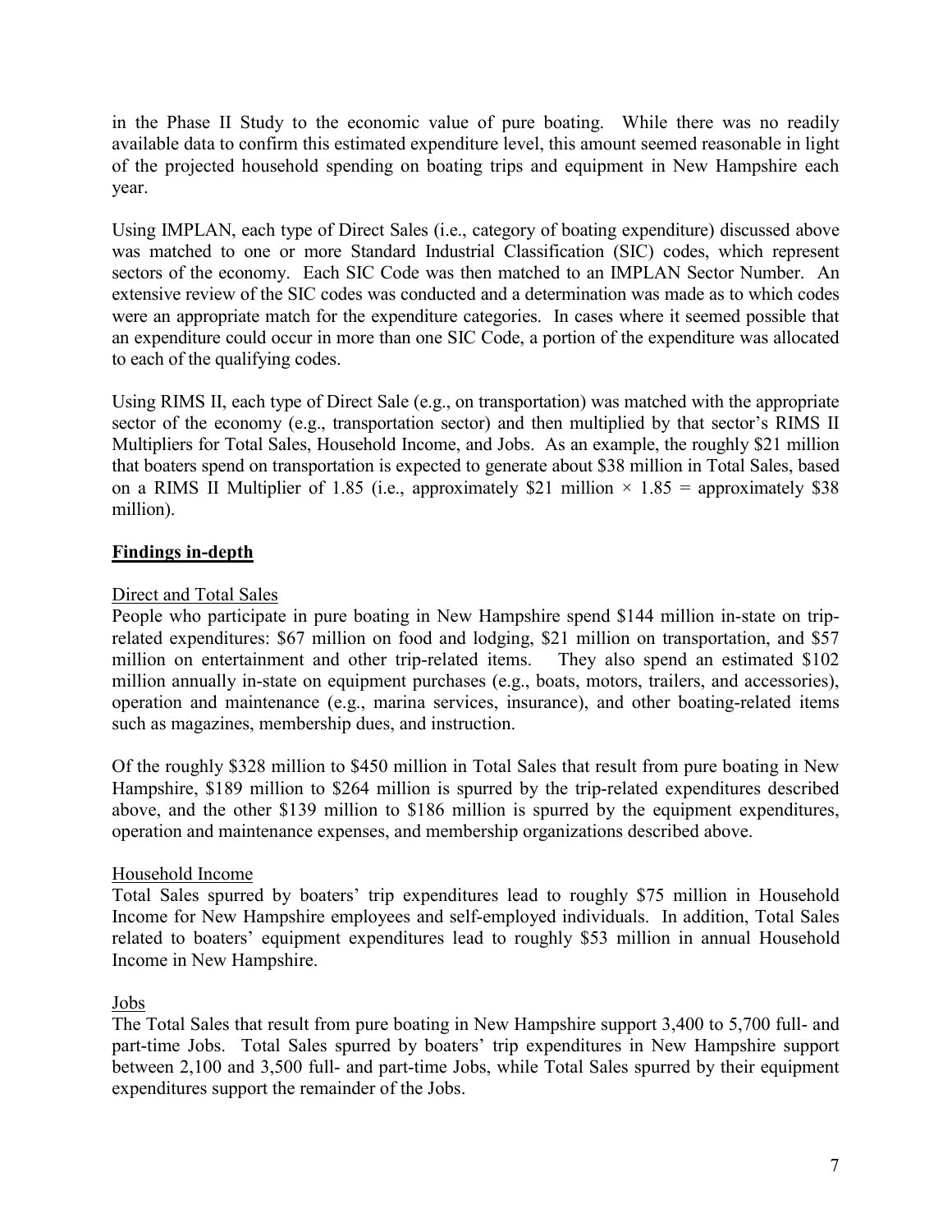in the Phase II Study to the economic value of pure boating. While there was no readily available data to confirm this estimated expenditure level, this amount seemed reasonable in light of the projected household spending on boating trips and equipment in New Hampshire each year.

Using IMPLAN, each type of Direct Sales (i.e., category of boating expenditure) discussed above was matched to one or more Standard Industrial Classification (SIC) codes, which represent sectors of the economy. Each SIC Code was then matched to an IMPLAN Sector Number. An extensive review of the SIC codes was conducted and a determination was made as to which codes were an appropriate match for the expenditure categories. In cases where it seemed possible that an expenditure could occur in more than one SIC Code, a portion of the expenditure was allocated to each of the qualifying codes.

Using RIMS II, each type of Direct Sale (e.g., on transportation) was matched with the appropriate sector of the economy (e.g., transportation sector) and then multiplied by that sector's RIMS II Multipliers for Total Sales, Household Income, and Jobs. As an example, the roughly $21 million that boaters spend on transportation is expected to generate about $38 million in Total Sales, based on a RIMS II Multiplier of 1.85 (i.e., approximately $21 million × 1.85 = approximately $38 million).

## Findings in-depth

### Direct and Total Sales

People who participate in pure boating in New Hampshire spend $144 million in-state on trip-related expenditures: $67 million on food and lodging, $21 million on transportation, and $57 million on entertainment and other trip-related items. They also spend an estimated $102 million annually in-state on equipment purchases (e.g., boats, motors, trailers, and accessories), operation and maintenance (e.g., marina services, insurance), and other boating-related items such as magazines, membership dues, and instruction.

Of the roughly $328 million to $450 million in Total Sales that result from pure boating in New Hampshire, $189 million to $264 million is spurred by the trip-related expenditures described above, and the other $139 million to $186 million is spurred by the equipment expenditures, operation and maintenance expenses, and membership organizations described above.

### Household Income

Total Sales spurred by boaters' trip expenditures lead to roughly $75 million in Household Income for New Hampshire employees and self-employed individuals. In addition, Total Sales related to boaters' equipment expenditures lead to roughly $53 million in annual Household Income in New Hampshire.

### Jobs

The Total Sales that result from pure boating in New Hampshire support 3,400 to 5,700 full- and part-time Jobs. Total Sales spurred by boaters' trip expenditures in New Hampshire support between 2,100 and 3,500 full- and part-time Jobs, while Total Sales spurred by their equipment expenditures support the remainder of the Jobs.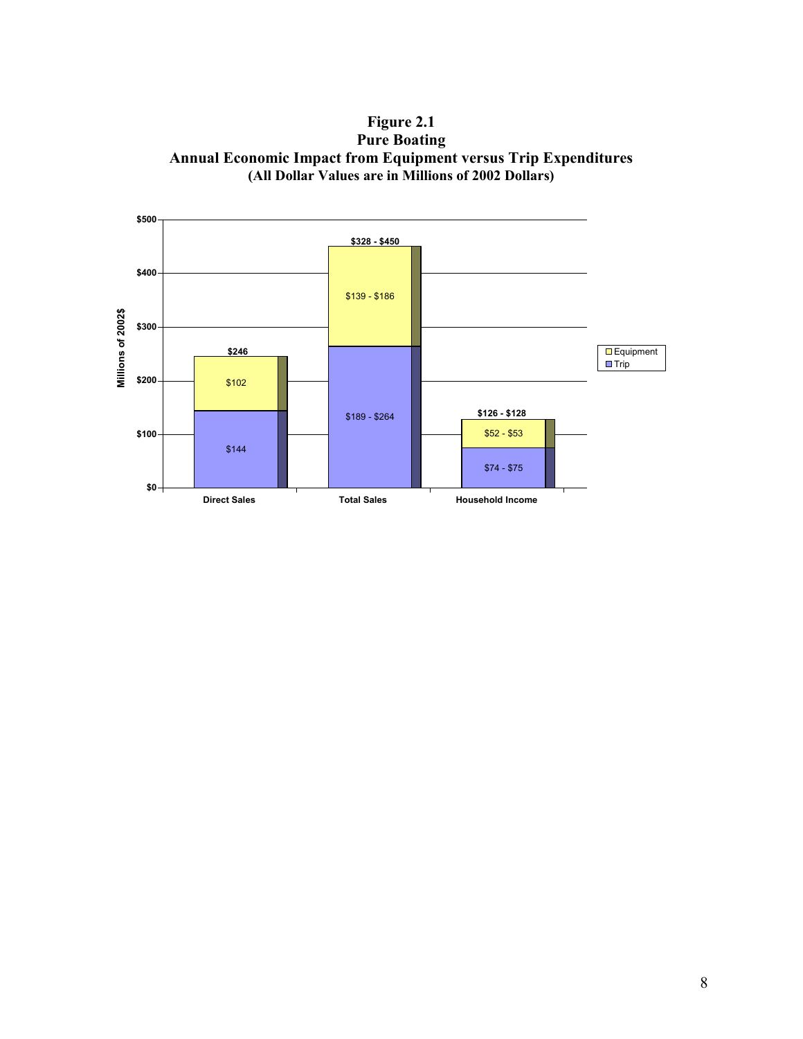**Figure 2.1**
**Pure Boating**
**Annual Economic Impact from Equipment versus Trip Expenditures**
**(All Dollar Values are in Millions of 2002 Dollars)**

| | Direct Sales | Total Sales | Household Income |
|---|---|---|---|
| Equipment | $102 | $139 - $186 | $52 - $53 |
| Trip | $144 | $189 - $264 | $74 - $75 |
| Total | $246 | $328 - $450 | $126 - $128 |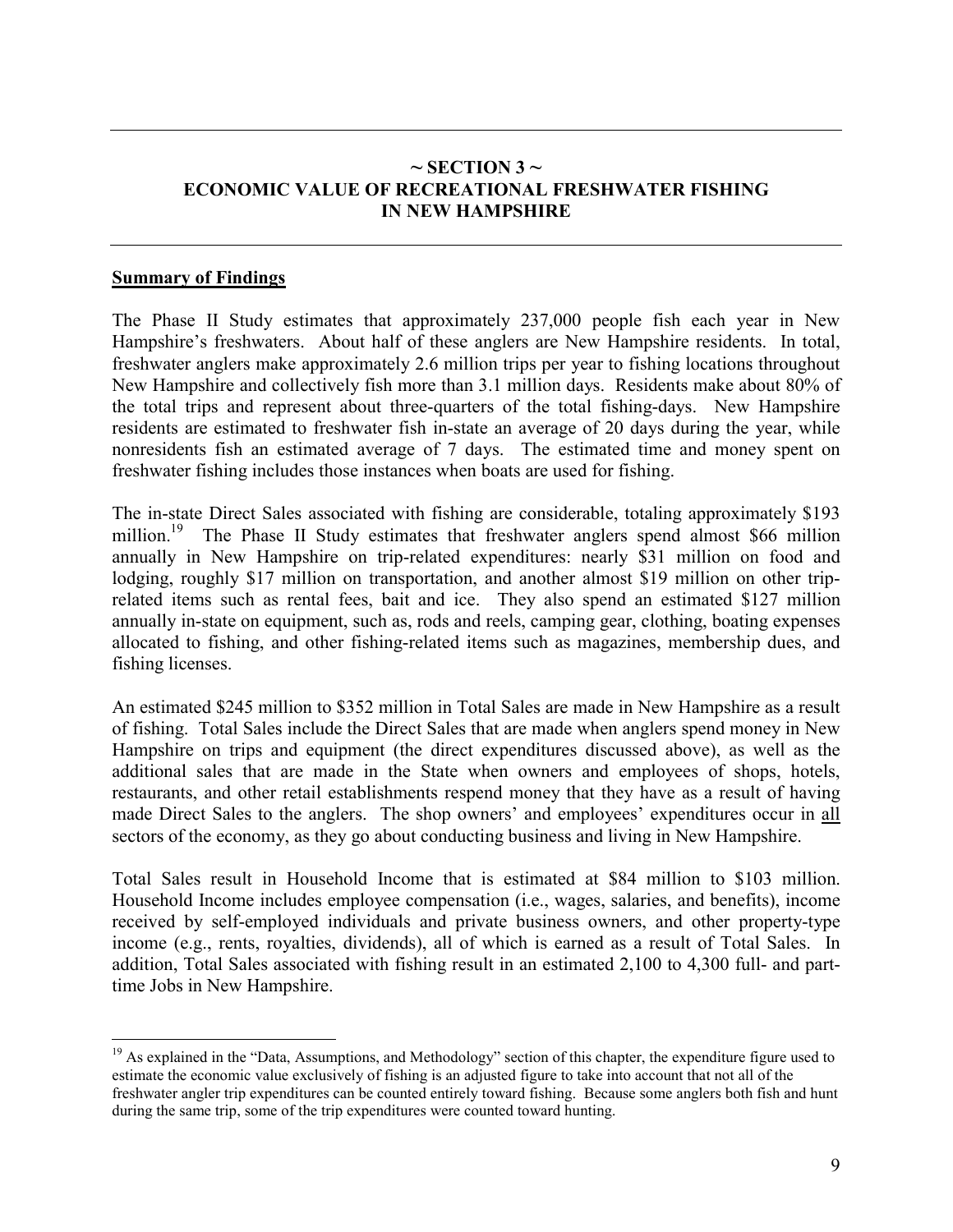## ~ SECTION 3 ~ ECONOMIC VALUE OF RECREATIONAL FRESHWATER FISHING IN NEW HAMPSHIRE

### Summary of Findings

The Phase II Study estimates that approximately 237,000 people fish each year in New Hampshire's freshwaters. About half of these anglers are New Hampshire residents. In total, freshwater anglers make approximately 2.6 million trips per year to fishing locations throughout New Hampshire and collectively fish more than 3.1 million days. Residents make about 80% of the total trips and represent about three-quarters of the total fishing-days. New Hampshire residents are estimated to freshwater fish in-state an average of 20 days during the year, while nonresidents fish an estimated average of 7 days. The estimated time and money spent on freshwater fishing includes those instances when boats are used for fishing.

The in-state Direct Sales associated with fishing are considerable, totaling approximately $193 million.[19] The Phase II Study estimates that freshwater anglers spend almost $66 million annually in New Hampshire on trip-related expenditures: nearly $31 million on food and lodging, roughly $17 million on transportation, and another almost $19 million on other trip-related items such as rental fees, bait and ice. They also spend an estimated $127 million annually in-state on equipment, such as, rods and reels, camping gear, clothing, boating expenses allocated to fishing, and other fishing-related items such as magazines, membership dues, and fishing licenses.

An estimated $245 million to $352 million in Total Sales are made in New Hampshire as a result of fishing. Total Sales include the Direct Sales that are made when anglers spend money in New Hampshire on trips and equipment (the direct expenditures discussed above), as well as the additional sales that are made in the State when owners and employees of shops, hotels, restaurants, and other retail establishments respend money that they have as a result of having made Direct Sales to the anglers. The shop owners' and employees' expenditures occur in all sectors of the economy, as they go about conducting business and living in New Hampshire.

Total Sales result in Household Income that is estimated at $84 million to $103 million. Household Income includes employee compensation (i.e., wages, salaries, and benefits), income received by self-employed individuals and private business owners, and other property-type income (e.g., rents, royalties, dividends), all of which is earned as a result of Total Sales. In addition, Total Sales associated with fishing result in an estimated 2,100 to 4,300 full- and part-time Jobs in New Hampshire.

---

[19] As explained in the "Data, Assumptions, and Methodology" section of this chapter, the expenditure figure used to estimate the economic value exclusively of fishing is an adjusted figure to take into account that not all of the freshwater angler trip expenditures can be counted entirely toward fishing. Because some anglers both fish and hunt during the same trip, some of the trip expenditures were counted toward hunting.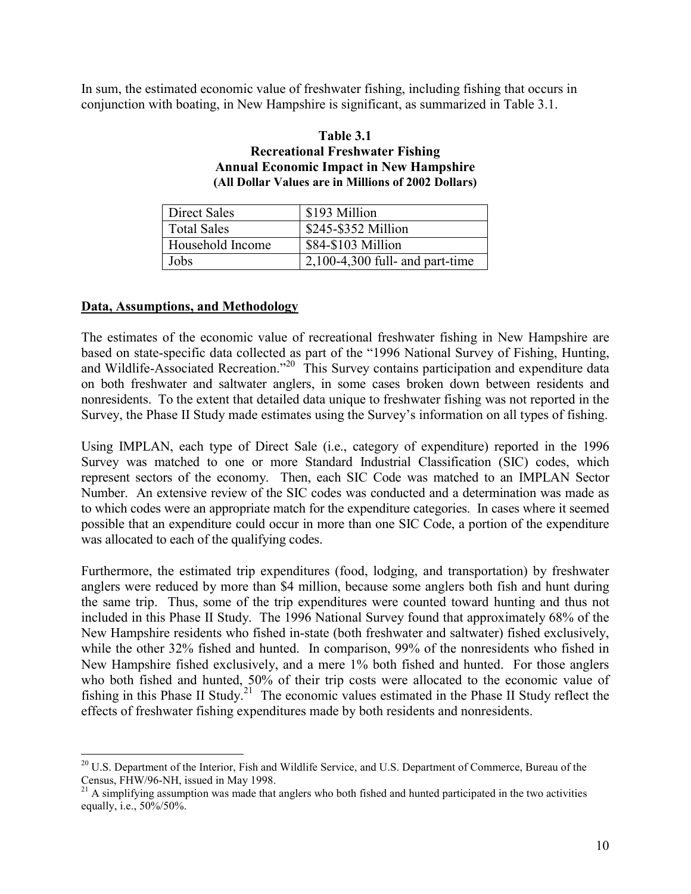In sum, the estimated economic value of freshwater fishing, including fishing that occurs in conjunction with boating, in New Hampshire is significant, as summarized in Table 3.1.

**Table 3.1**
**Recreational Freshwater Fishing**
**Annual Economic Impact in New Hampshire**
**(All Dollar Values are in Millions of 2002 Dollars)**

| | |
|---|---|
| Direct Sales | $193 Million |
| Total Sales | $245-$352 Million |
| Household Income | $84-$103 Million |
| Jobs | 2,100-4,300 full- and part-time |

## Data, Assumptions, and Methodology

The estimates of the economic value of recreational freshwater fishing in New Hampshire are based on state-specific data collected as part of the "1996 National Survey of Fishing, Hunting, and Wildlife-Associated Recreation."[20] This Survey contains participation and expenditure data on both freshwater and saltwater anglers, in some cases broken down between residents and nonresidents. To the extent that detailed data unique to freshwater fishing was not reported in the Survey, the Phase II Study made estimates using the Survey's information on all types of fishing.

Using IMPLAN, each type of Direct Sale (i.e., category of expenditure) reported in the 1996 Survey was matched to one or more Standard Industrial Classification (SIC) codes, which represent sectors of the economy. Then, each SIC Code was matched to an IMPLAN Sector Number. An extensive review of the SIC codes was conducted and a determination was made as to which codes were an appropriate match for the expenditure categories. In cases where it seemed possible that an expenditure could occur in more than one SIC Code, a portion of the expenditure was allocated to each of the qualifying codes.

Furthermore, the estimated trip expenditures (food, lodging, and transportation) by freshwater anglers were reduced by more than $4 million, because some anglers both fish and hunt during the same trip. Thus, some of the trip expenditures were counted toward hunting and thus not included in this Phase II Study. The 1996 National Survey found that approximately 68% of the New Hampshire residents who fished in-state (both freshwater and saltwater) fished exclusively, while the other 32% fished and hunted. In comparison, 99% of the nonresidents who fished in New Hampshire fished exclusively, and a mere 1% both fished and hunted. For those anglers who both fished and hunted, 50% of their trip costs were allocated to the economic value of fishing in this Phase II Study.[21] The economic values estimated in the Phase II Study reflect the effects of freshwater fishing expenditures made by both residents and nonresidents.

---

[20] U.S. Department of the Interior, Fish and Wildlife Service, and U.S. Department of Commerce, Bureau of the Census, FHW/96-NH, issued in May 1998.

[21] A simplifying assumption was made that anglers who both fished and hunted participated in the two activities equally, i.e., 50%/50%.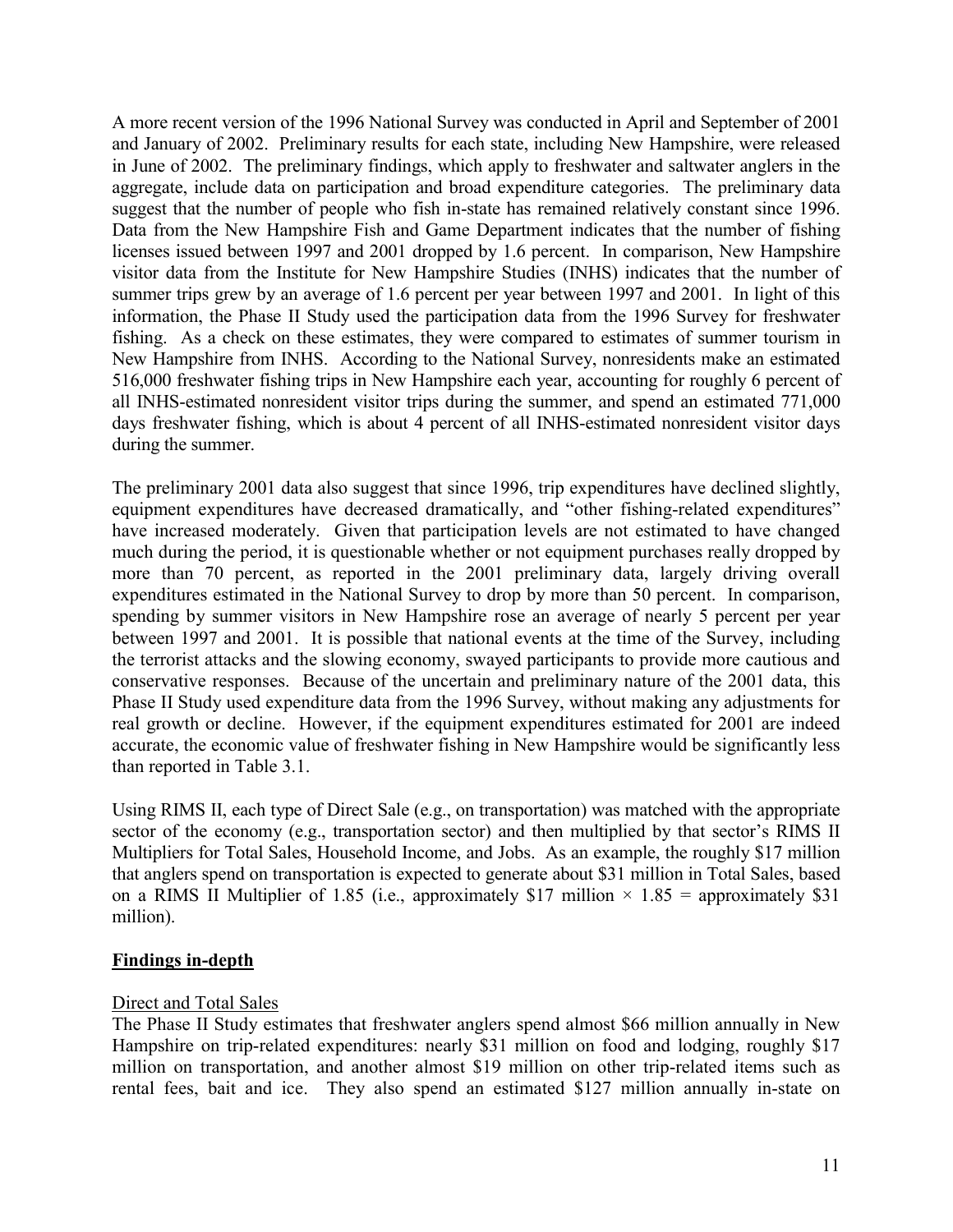A more recent version of the 1996 National Survey was conducted in April and September of 2001 and January of 2002. Preliminary results for each state, including New Hampshire, were released in June of 2002. The preliminary findings, which apply to freshwater and saltwater anglers in the aggregate, include data on participation and broad expenditure categories. The preliminary data suggest that the number of people who fish in-state has remained relatively constant since 1996. Data from the New Hampshire Fish and Game Department indicates that the number of fishing licenses issued between 1997 and 2001 dropped by 1.6 percent. In comparison, New Hampshire visitor data from the Institute for New Hampshire Studies (INHS) indicates that the number of summer trips grew by an average of 1.6 percent per year between 1997 and 2001. In light of this information, the Phase II Study used the participation data from the 1996 Survey for freshwater fishing. As a check on these estimates, they were compared to estimates of summer tourism in New Hampshire from INHS. According to the National Survey, nonresidents make an estimated 516,000 freshwater fishing trips in New Hampshire each year, accounting for roughly 6 percent of all INHS-estimated nonresident visitor trips during the summer, and spend an estimated 771,000 days freshwater fishing, which is about 4 percent of all INHS-estimated nonresident visitor days during the summer.

The preliminary 2001 data also suggest that since 1996, trip expenditures have declined slightly, equipment expenditures have decreased dramatically, and "other fishing-related expenditures" have increased moderately. Given that participation levels are not estimated to have changed much during the period, it is questionable whether or not equipment purchases really dropped by more than 70 percent, as reported in the 2001 preliminary data, largely driving overall expenditures estimated in the National Survey to drop by more than 50 percent. In comparison, spending by summer visitors in New Hampshire rose an average of nearly 5 percent per year between 1997 and 2001. It is possible that national events at the time of the Survey, including the terrorist attacks and the slowing economy, swayed participants to provide more cautious and conservative responses. Because of the uncertain and preliminary nature of the 2001 data, this Phase II Study used expenditure data from the 1996 Survey, without making any adjustments for real growth or decline. However, if the equipment expenditures estimated for 2001 are indeed accurate, the economic value of freshwater fishing in New Hampshire would be significantly less than reported in Table 3.1.

Using RIMS II, each type of Direct Sale (e.g., on transportation) was matched with the appropriate sector of the economy (e.g., transportation sector) and then multiplied by that sector's RIMS II Multipliers for Total Sales, Household Income, and Jobs. As an example, the roughly $17 million that anglers spend on transportation is expected to generate about $31 million in Total Sales, based on a RIMS II Multiplier of 1.85 (i.e., approximately $17 million × 1.85 = approximately $31 million).

## Findings in-depth

### Direct and Total Sales

The Phase II Study estimates that freshwater anglers spend almost $66 million annually in New Hampshire on trip-related expenditures: nearly $31 million on food and lodging, roughly $17 million on transportation, and another almost $19 million on other trip-related items such as rental fees, bait and ice. They also spend an estimated $127 million annually in-state on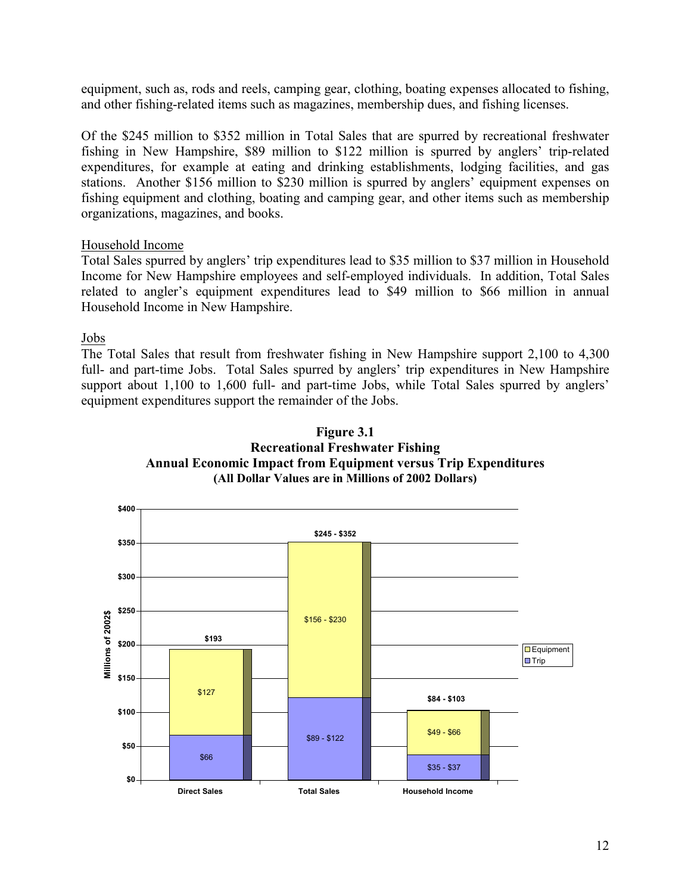equipment, such as, rods and reels, camping gear, clothing, boating expenses allocated to fishing, and other fishing-related items such as magazines, membership dues, and fishing licenses.

Of the $245 million to $352 million in Total Sales that are spurred by recreational freshwater fishing in New Hampshire, $89 million to $122 million is spurred by anglers' trip-related expenditures, for example at eating and drinking establishments, lodging facilities, and gas stations. Another $156 million to $230 million is spurred by anglers' equipment expenses on fishing equipment and clothing, boating and camping gear, and other items such as membership organizations, magazines, and books.

Household Income

Total Sales spurred by anglers' trip expenditures lead to $35 million to $37 million in Household Income for New Hampshire employees and self-employed individuals. In addition, Total Sales related to angler's equipment expenditures lead to $49 million to $66 million in annual Household Income in New Hampshire.

Jobs

The Total Sales that result from freshwater fishing in New Hampshire support 2,100 to 4,300 full- and part-time Jobs. Total Sales spurred by anglers' trip expenditures in New Hampshire support about 1,100 to 1,600 full- and part-time Jobs, while Total Sales spurred by anglers' equipment expenditures support the remainder of the Jobs.

**Figure 3.1**
**Recreational Freshwater Fishing**
**Annual Economic Impact from Equipment versus Trip Expenditures**
**(All Dollar Values are in Millions of 2002 Dollars)**

| | Direct Sales | Total Sales | Household Income |
|---|---|---|---|
| Equipment | $127 | $156 - $230 | $49 - $66 |
| Trip | $66 | $89 - $122 | $35 - $37 |
| Total | $193 | $245 - $352 | $84 - $103 |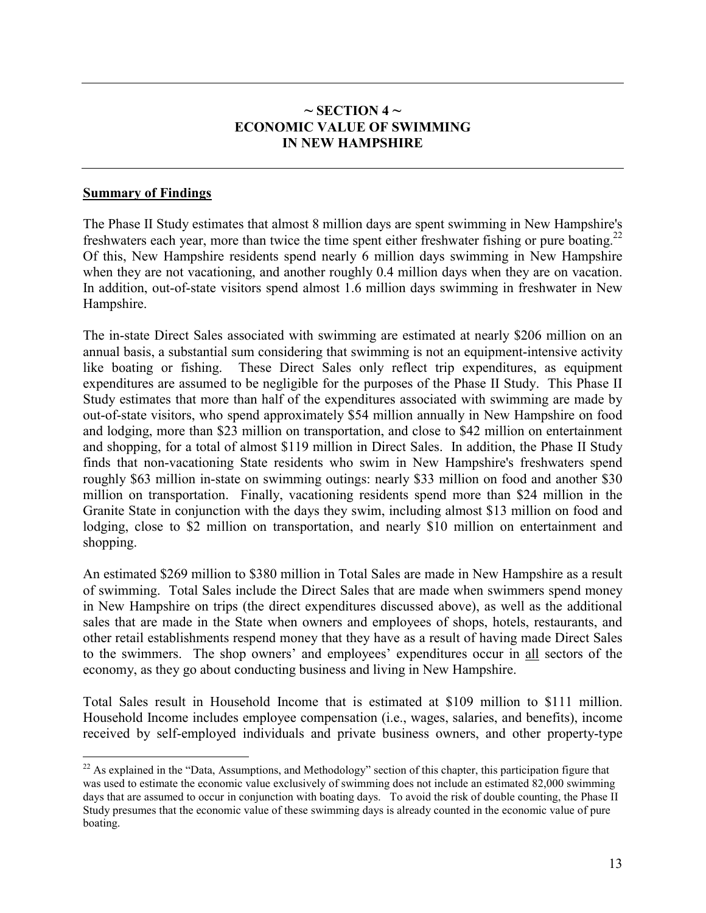## ~ SECTION 4 ~
## ECONOMIC VALUE OF SWIMMING IN NEW HAMPSHIRE

### Summary of Findings

The Phase II Study estimates that almost 8 million days are spent swimming in New Hampshire's freshwaters each year, more than twice the time spent either freshwater fishing or pure boating.[22] Of this, New Hampshire residents spend nearly 6 million days swimming in New Hampshire when they are not vacationing, and another roughly 0.4 million days when they are on vacation. In addition, out-of-state visitors spend almost 1.6 million days swimming in freshwater in New Hampshire.

The in-state Direct Sales associated with swimming are estimated at nearly $206 million on an annual basis, a substantial sum considering that swimming is not an equipment-intensive activity like boating or fishing. These Direct Sales only reflect trip expenditures, as equipment expenditures are assumed to be negligible for the purposes of the Phase II Study. This Phase II Study estimates that more than half of the expenditures associated with swimming are made by out-of-state visitors, who spend approximately $54 million annually in New Hampshire on food and lodging, more than $23 million on transportation, and close to $42 million on entertainment and shopping, for a total of almost $119 million in Direct Sales. In addition, the Phase II Study finds that non-vacationing State residents who swim in New Hampshire's freshwaters spend roughly $63 million in-state on swimming outings: nearly $33 million on food and another $30 million on transportation. Finally, vacationing residents spend more than $24 million in the Granite State in conjunction with the days they swim, including almost $13 million on food and lodging, close to $2 million on transportation, and nearly $10 million on entertainment and shopping.

An estimated $269 million to $380 million in Total Sales are made in New Hampshire as a result of swimming. Total Sales include the Direct Sales that are made when swimmers spend money in New Hampshire on trips (the direct expenditures discussed above), as well as the additional sales that are made in the State when owners and employees of shops, hotels, restaurants, and other retail establishments respend money that they have as a result of having made Direct Sales to the swimmers. The shop owners' and employees' expenditures occur in <u>all</u> sectors of the economy, as they go about conducting business and living in New Hampshire.

Total Sales result in Household Income that is estimated at $109 million to $111 million. Household Income includes employee compensation (i.e., wages, salaries, and benefits), income received by self-employed individuals and private business owners, and other property-type

---

[22] As explained in the "Data, Assumptions, and Methodology" section of this chapter, this participation figure that was used to estimate the economic value exclusively of swimming does not include an estimated 82,000 swimming days that are assumed to occur in conjunction with boating days. To avoid the risk of double counting, the Phase II Study presumes that the economic value of these swimming days is already counted in the economic value of pure boating.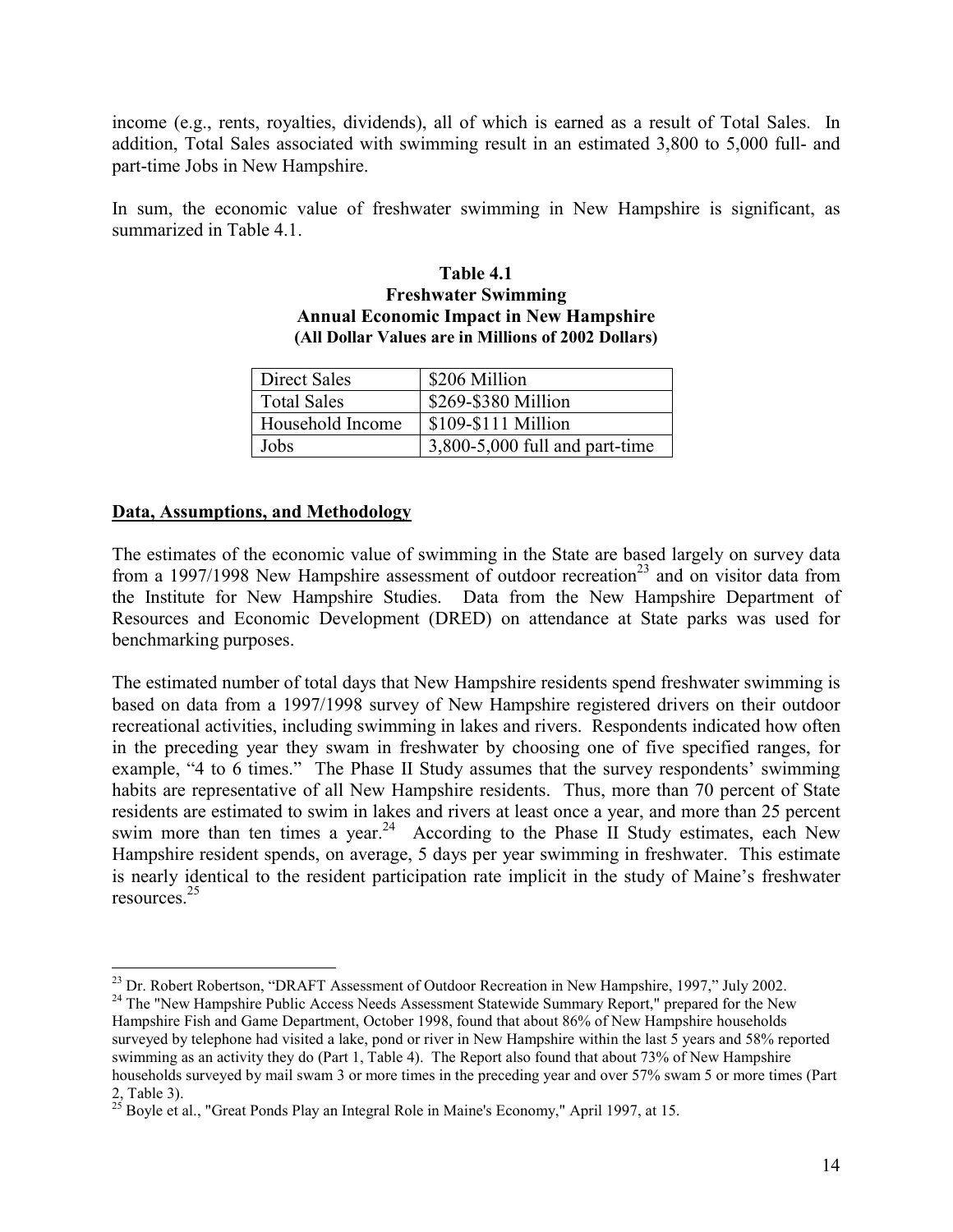income (e.g., rents, royalties, dividends), all of which is earned as a result of Total Sales. In addition, Total Sales associated with swimming result in an estimated 3,800 to 5,000 full- and part-time Jobs in New Hampshire.

In sum, the economic value of freshwater swimming in New Hampshire is significant, as summarized in Table 4.1.

**Table 4.1**
**Freshwater Swimming**
**Annual Economic Impact in New Hampshire**
**(All Dollar Values are in Millions of 2002 Dollars)**

| | |
|---|---|
| Direct Sales | $206 Million |
| Total Sales | $269-$380 Million |
| Household Income | $109-$111 Million |
| Jobs | 3,800-5,000 full and part-time |

**Data, Assumptions, and Methodology**

The estimates of the economic value of swimming in the State are based largely on survey data from a 1997/1998 New Hampshire assessment of outdoor recreation[23] and on visitor data from the Institute for New Hampshire Studies. Data from the New Hampshire Department of Resources and Economic Development (DRED) on attendance at State parks was used for benchmarking purposes.

The estimated number of total days that New Hampshire residents spend freshwater swimming is based on data from a 1997/1998 survey of New Hampshire registered drivers on their outdoor recreational activities, including swimming in lakes and rivers. Respondents indicated how often in the preceding year they swam in freshwater by choosing one of five specified ranges, for example, "4 to 6 times." The Phase II Study assumes that the survey respondents' swimming habits are representative of all New Hampshire residents. Thus, more than 70 percent of State residents are estimated to swim in lakes and rivers at least once a year, and more than 25 percent swim more than ten times a year.[24] According to the Phase II Study estimates, each New Hampshire resident spends, on average, 5 days per year swimming in freshwater. This estimate is nearly identical to the resident participation rate implicit in the study of Maine's freshwater resources.[25]

---

[23] Dr. Robert Robertson, "DRAFT Assessment of Outdoor Recreation in New Hampshire, 1997," July 2002.

[24] The "New Hampshire Public Access Needs Assessment Statewide Summary Report," prepared for the New Hampshire Fish and Game Department, October 1998, found that about 86% of New Hampshire households surveyed by telephone had visited a lake, pond or river in New Hampshire within the last 5 years and 58% reported swimming as an activity they do (Part 1, Table 4). The Report also found that about 73% of New Hampshire households surveyed by mail swam 3 or more times in the preceding year and over 57% swam 5 or more times (Part 2, Table 3).

[25] Boyle et al., "Great Ponds Play an Integral Role in Maine's Economy," April 1997, at 15.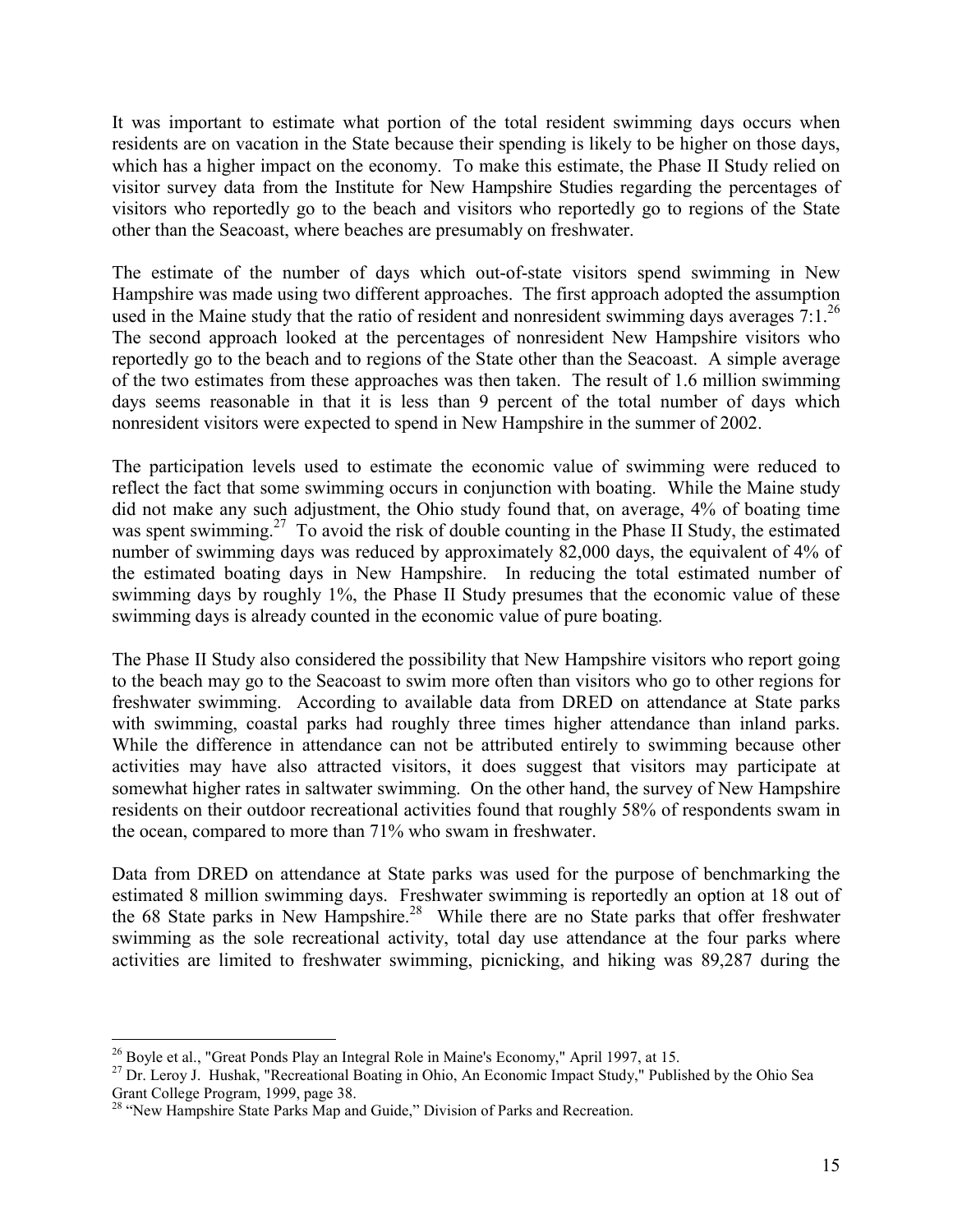It was important to estimate what portion of the total resident swimming days occurs when residents are on vacation in the State because their spending is likely to be higher on those days, which has a higher impact on the economy. To make this estimate, the Phase II Study relied on visitor survey data from the Institute for New Hampshire Studies regarding the percentages of visitors who reportedly go to the beach and visitors who reportedly go to regions of the State other than the Seacoast, where beaches are presumably on freshwater.

The estimate of the number of days which out-of-state visitors spend swimming in New Hampshire was made using two different approaches. The first approach adopted the assumption used in the Maine study that the ratio of resident and nonresident swimming days averages 7:1.[26] The second approach looked at the percentages of nonresident New Hampshire visitors who reportedly go to the beach and to regions of the State other than the Seacoast. A simple average of the two estimates from these approaches was then taken. The result of 1.6 million swimming days seems reasonable in that it is less than 9 percent of the total number of days which nonresident visitors were expected to spend in New Hampshire in the summer of 2002.

The participation levels used to estimate the economic value of swimming were reduced to reflect the fact that some swimming occurs in conjunction with boating. While the Maine study did not make any such adjustment, the Ohio study found that, on average, 4% of boating time was spent swimming.[27] To avoid the risk of double counting in the Phase II Study, the estimated number of swimming days was reduced by approximately 82,000 days, the equivalent of 4% of the estimated boating days in New Hampshire. In reducing the total estimated number of swimming days by roughly 1%, the Phase II Study presumes that the economic value of these swimming days is already counted in the economic value of pure boating.

The Phase II Study also considered the possibility that New Hampshire visitors who report going to the beach may go to the Seacoast to swim more often than visitors who go to other regions for freshwater swimming. According to available data from DRED on attendance at State parks with swimming, coastal parks had roughly three times higher attendance than inland parks. While the difference in attendance can not be attributed entirely to swimming because other activities may have also attracted visitors, it does suggest that visitors may participate at somewhat higher rates in saltwater swimming. On the other hand, the survey of New Hampshire residents on their outdoor recreational activities found that roughly 58% of respondents swam in the ocean, compared to more than 71% who swam in freshwater.

Data from DRED on attendance at State parks was used for the purpose of benchmarking the estimated 8 million swimming days. Freshwater swimming is reportedly an option at 18 out of the 68 State parks in New Hampshire.[28] While there are no State parks that offer freshwater swimming as the sole recreational activity, total day use attendance at the four parks where activities are limited to freshwater swimming, picnicking, and hiking was 89,287 during the

---

[26] Boyle et al., "Great Ponds Play an Integral Role in Maine's Economy," April 1997, at 15.

[27] Dr. Leroy J. Hushak, "Recreational Boating in Ohio, An Economic Impact Study," Published by the Ohio Sea Grant College Program, 1999, page 38.

[28] "New Hampshire State Parks Map and Guide," Division of Parks and Recreation.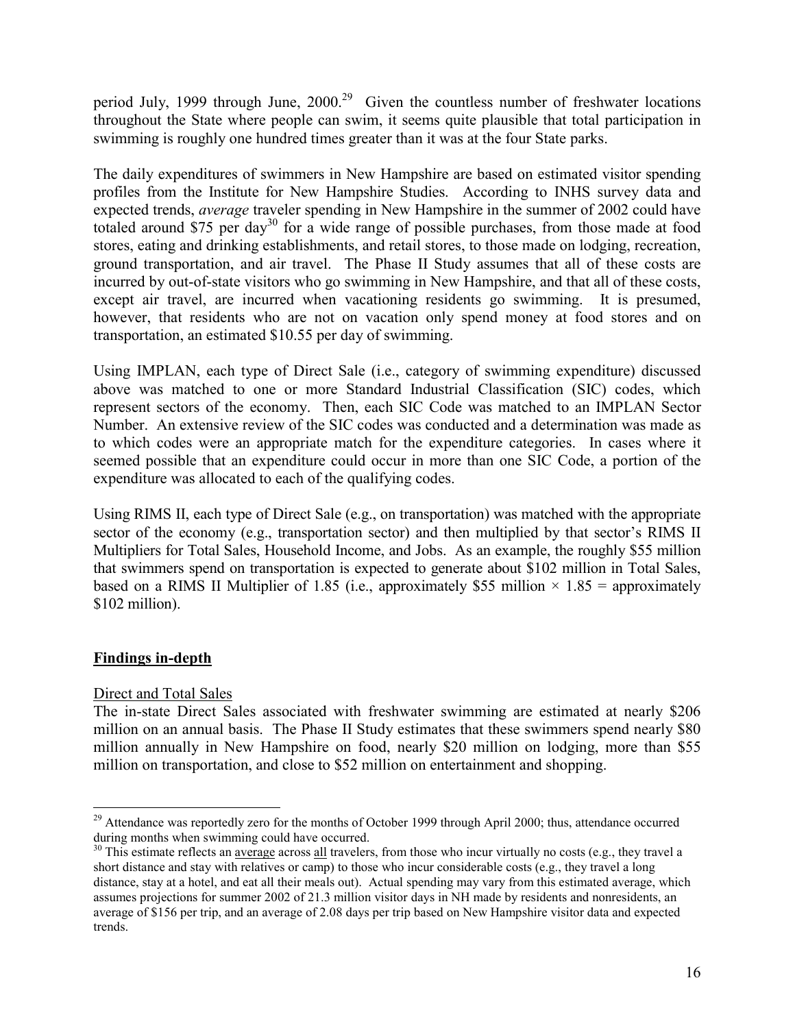period July, 1999 through June, 2000.[29] Given the countless number of freshwater locations throughout the State where people can swim, it seems quite plausible that total participation in swimming is roughly one hundred times greater than it was at the four State parks.

The daily expenditures of swimmers in New Hampshire are based on estimated visitor spending profiles from the Institute for New Hampshire Studies. According to INHS survey data and expected trends, *average* traveler spending in New Hampshire in the summer of 2002 could have totaled around \$75 per day[30] for a wide range of possible purchases, from those made at food stores, eating and drinking establishments, and retail stores, to those made on lodging, recreation, ground transportation, and air travel. The Phase II Study assumes that all of these costs are incurred by out-of-state visitors who go swimming in New Hampshire, and that all of these costs, except air travel, are incurred when vacationing residents go swimming. It is presumed, however, that residents who are not on vacation only spend money at food stores and on transportation, an estimated \$10.55 per day of swimming.

Using IMPLAN, each type of Direct Sale (i.e., category of swimming expenditure) discussed above was matched to one or more Standard Industrial Classification (SIC) codes, which represent sectors of the economy. Then, each SIC Code was matched to an IMPLAN Sector Number. An extensive review of the SIC codes was conducted and a determination was made as to which codes were an appropriate match for the expenditure categories. In cases where it seemed possible that an expenditure could occur in more than one SIC Code, a portion of the expenditure was allocated to each of the qualifying codes.

Using RIMS II, each type of Direct Sale (e.g., on transportation) was matched with the appropriate sector of the economy (e.g., transportation sector) and then multiplied by that sector's RIMS II Multipliers for Total Sales, Household Income, and Jobs. As an example, the roughly \$55 million that swimmers spend on transportation is expected to generate about \$102 million in Total Sales, based on a RIMS II Multiplier of 1.85 (i.e., approximately \$55 million × 1.85 = approximately \$102 million).

## **Findings in-depth**

Direct and Total Sales

The in-state Direct Sales associated with freshwater swimming are estimated at nearly \$206 million on an annual basis. The Phase II Study estimates that these swimmers spend nearly \$80 million annually in New Hampshire on food, nearly \$20 million on lodging, more than \$55 million on transportation, and close to \$52 million on entertainment and shopping.

---

[29] Attendance was reportedly zero for the months of October 1999 through April 2000; thus, attendance occurred during months when swimming could have occurred.

[30] This estimate reflects an average across all travelers, from those who incur virtually no costs (e.g., they travel a short distance and stay with relatives or camp) to those who incur considerable costs (e.g., they travel a long distance, stay at a hotel, and eat all their meals out). Actual spending may vary from this estimated average, which assumes projections for summer 2002 of 21.3 million visitor days in NH made by residents and nonresidents, an average of \$156 per trip, and an average of 2.08 days per trip based on New Hampshire visitor data and expected trends.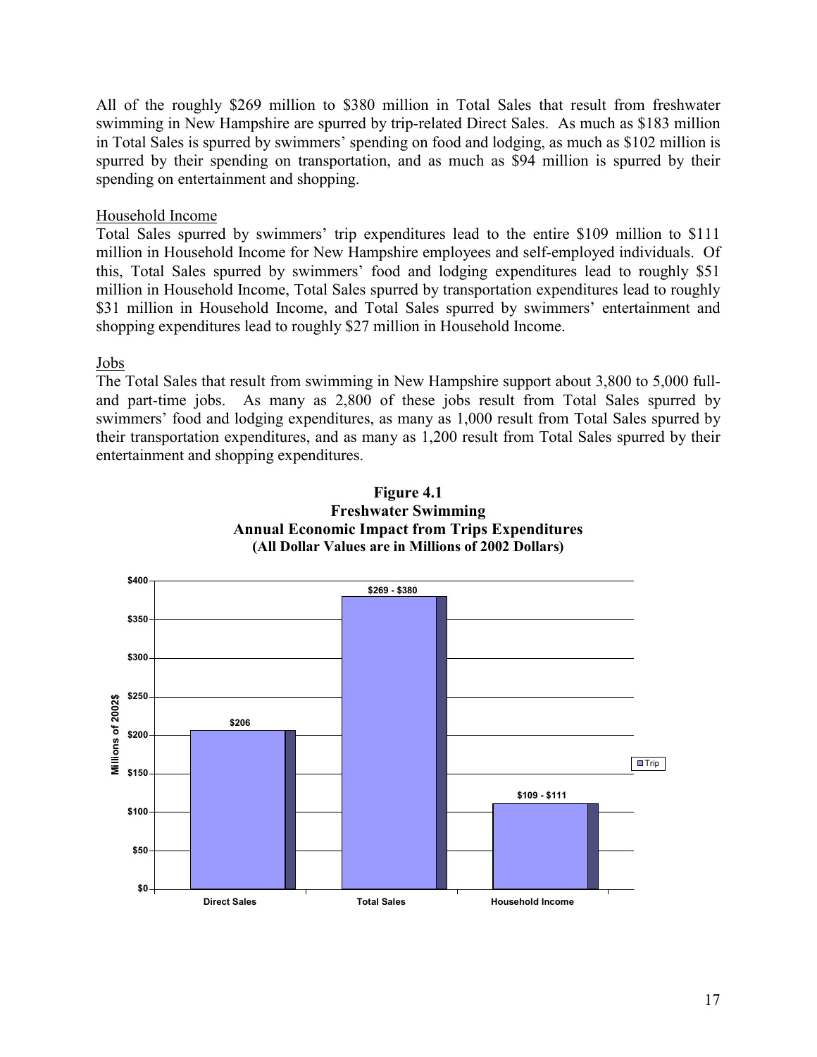All of the roughly $269 million to $380 million in Total Sales that result from freshwater swimming in New Hampshire are spurred by trip-related Direct Sales. As much as $183 million in Total Sales is spurred by swimmers' spending on food and lodging, as much as $102 million is spurred by their spending on transportation, and as much as $94 million is spurred by their spending on entertainment and shopping.

Household Income

Total Sales spurred by swimmers' trip expenditures lead to the entire $109 million to $111 million in Household Income for New Hampshire employees and self-employed individuals. Of this, Total Sales spurred by swimmers' food and lodging expenditures lead to roughly $51 million in Household Income, Total Sales spurred by transportation expenditures lead to roughly $31 million in Household Income, and Total Sales spurred by swimmers' entertainment and shopping expenditures lead to roughly $27 million in Household Income.

Jobs

The Total Sales that result from swimming in New Hampshire support about 3,800 to 5,000 full- and part-time jobs. As many as 2,800 of these jobs result from Total Sales spurred by swimmers' food and lodging expenditures, as many as 1,000 result from Total Sales spurred by their transportation expenditures, and as many as 1,200 result from Total Sales spurred by their entertainment and shopping expenditures.

**Figure 4.1**
**Freshwater Swimming**
**Annual Economic Impact from Trips Expenditures**
**(All Dollar Values are in Millions of 2002 Dollars)**

| | Trip (Millions of 2002$) |
|---|---|
| Direct Sales | $206 |
| Total Sales | $269 - $380 |
| Household Income | $109 - $111 |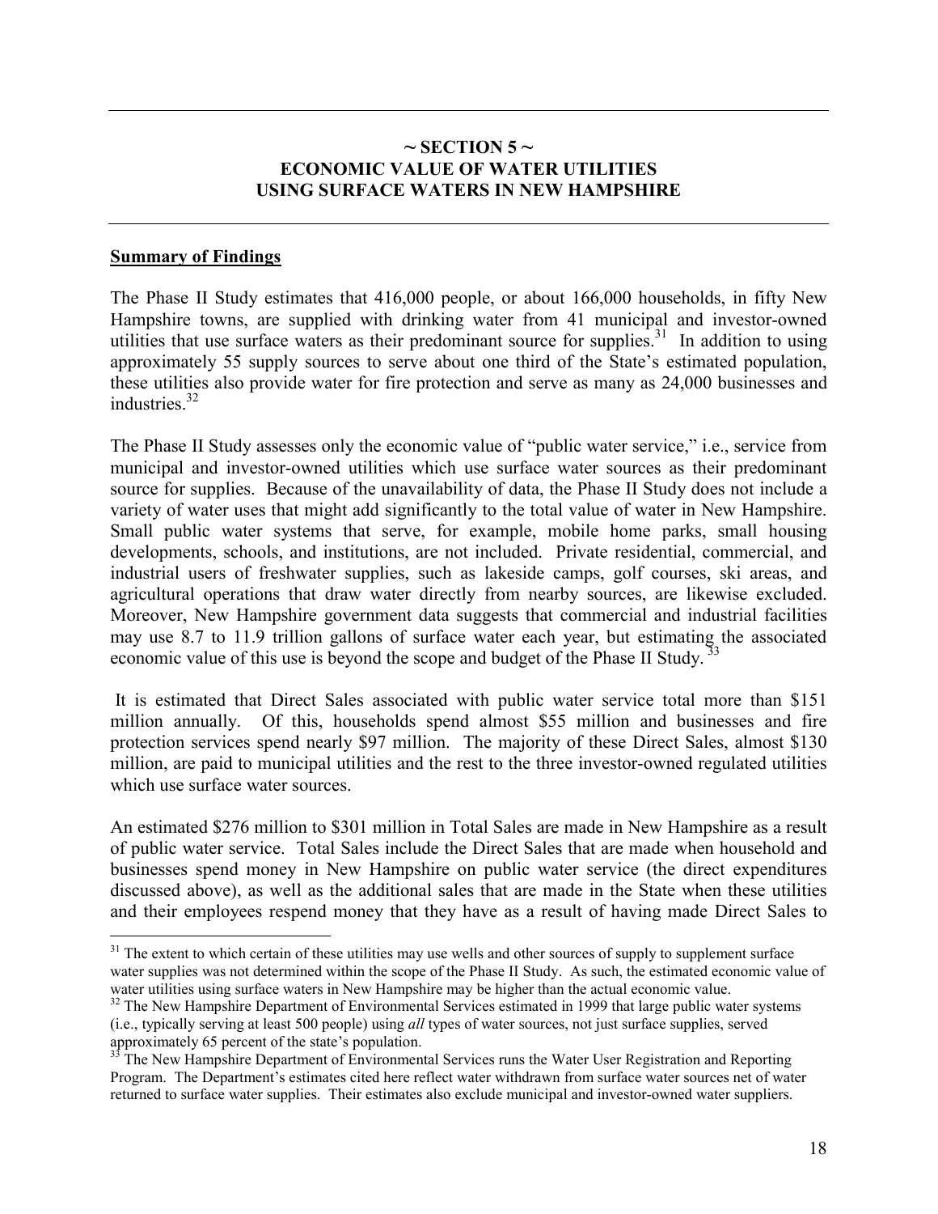## ~ SECTION 5 ~
## ECONOMIC VALUE OF WATER UTILITIES USING SURFACE WATERS IN NEW HAMPSHIRE

**Summary of Findings**

The Phase II Study estimates that 416,000 people, or about 166,000 households, in fifty New Hampshire towns, are supplied with drinking water from 41 municipal and investor-owned utilities that use surface waters as their predominant source for supplies.[31] In addition to using approximately 55 supply sources to serve about one third of the State's estimated population, these utilities also provide water for fire protection and serve as many as 24,000 businesses and industries.[32]

The Phase II Study assesses only the economic value of "public water service," i.e., service from municipal and investor-owned utilities which use surface water sources as their predominant source for supplies. Because of the unavailability of data, the Phase II Study does not include a variety of water uses that might add significantly to the total value of water in New Hampshire. Small public water systems that serve, for example, mobile home parks, small housing developments, schools, and institutions, are not included. Private residential, commercial, and industrial users of freshwater supplies, such as lakeside camps, golf courses, ski areas, and agricultural operations that draw water directly from nearby sources, are likewise excluded. Moreover, New Hampshire government data suggests that commercial and industrial facilities may use 8.7 to 11.9 trillion gallons of surface water each year, but estimating the associated economic value of this use is beyond the scope and budget of the Phase II Study.[33]

It is estimated that Direct Sales associated with public water service total more than $151 million annually. Of this, households spend almost $55 million and businesses and fire protection services spend nearly $97 million. The majority of these Direct Sales, almost $130 million, are paid to municipal utilities and the rest to the three investor-owned regulated utilities which use surface water sources.

An estimated $276 million to $301 million in Total Sales are made in New Hampshire as a result of public water service. Total Sales include the Direct Sales that are made when household and businesses spend money in New Hampshire on public water service (the direct expenditures discussed above), as well as the additional sales that are made in the State when these utilities and their employees respend money that they have as a result of having made Direct Sales to

---

[31] The extent to which certain of these utilities may use wells and other sources of supply to supplement surface water supplies was not determined within the scope of the Phase II Study. As such, the estimated economic value of water utilities using surface waters in New Hampshire may be higher than the actual economic value.

[32] The New Hampshire Department of Environmental Services estimated in 1999 that large public water systems (i.e., typically serving at least 500 people) using *all* types of water sources, not just surface supplies, served approximately 65 percent of the state's population.

[33] The New Hampshire Department of Environmental Services runs the Water User Registration and Reporting Program. The Department's estimates cited here reflect water withdrawn from surface water sources net of water returned to surface water supplies. Their estimates also exclude municipal and investor-owned water suppliers.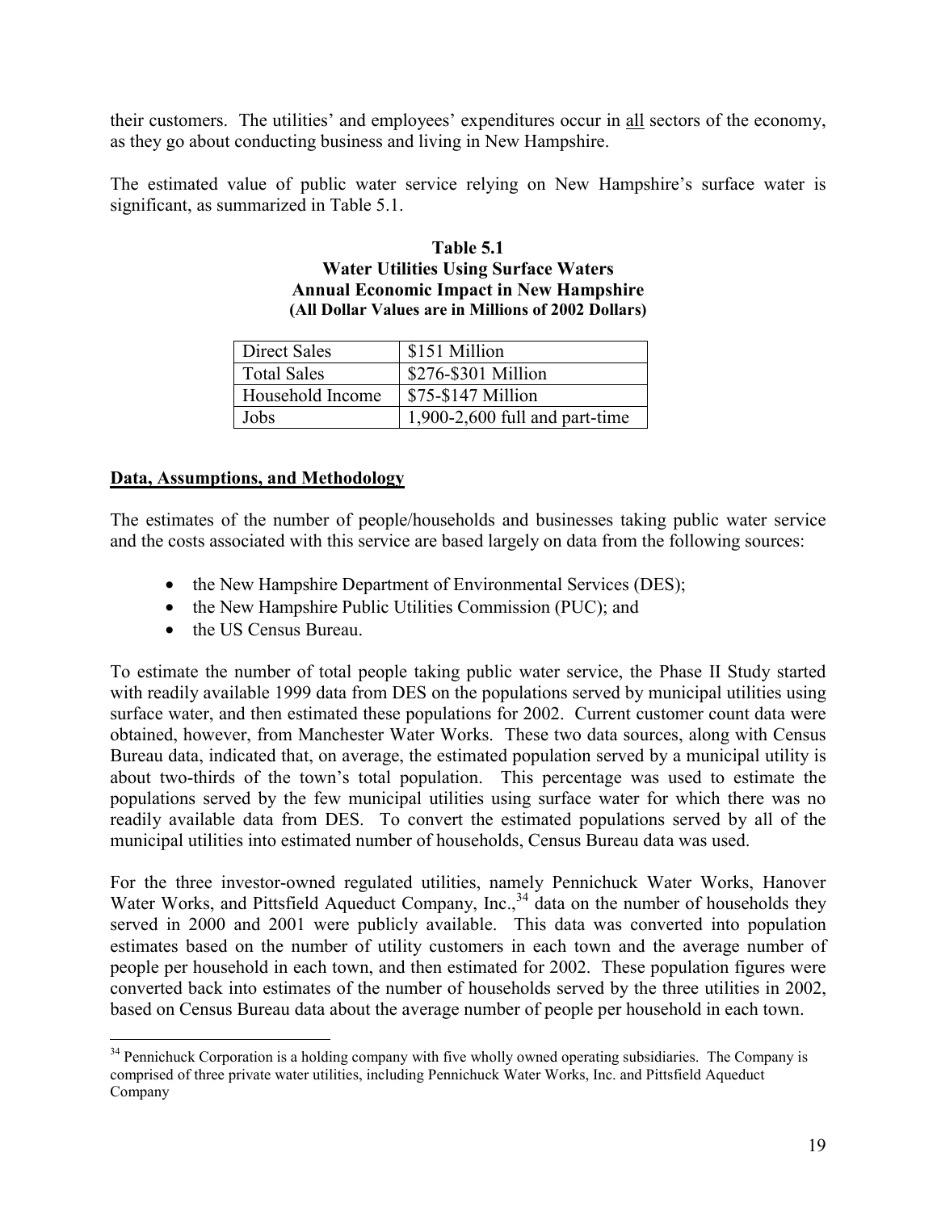their customers. The utilities' and employees' expenditures occur in all sectors of the economy, as they go about conducting business and living in New Hampshire.

The estimated value of public water service relying on New Hampshire's surface water is significant, as summarized in Table 5.1.

**Table 5.1**
**Water Utilities Using Surface Waters**
**Annual Economic Impact in New Hampshire**
**(All Dollar Values are in Millions of 2002 Dollars)**

| | |
|---|---|
| Direct Sales | \$151 Million |
| Total Sales | \$276-\$301 Million |
| Household Income | \$75-\$147 Million |
| Jobs | 1,900-2,600 full and part-time |

## Data, Assumptions, and Methodology

The estimates of the number of people/households and businesses taking public water service and the costs associated with this service are based largely on data from the following sources:

- the New Hampshire Department of Environmental Services (DES);
- the New Hampshire Public Utilities Commission (PUC); and
- the US Census Bureau.

To estimate the number of total people taking public water service, the Phase II Study started with readily available 1999 data from DES on the populations served by municipal utilities using surface water, and then estimated these populations for 2002. Current customer count data were obtained, however, from Manchester Water Works. These two data sources, along with Census Bureau data, indicated that, on average, the estimated population served by a municipal utility is about two-thirds of the town's total population. This percentage was used to estimate the populations served by the few municipal utilities using surface water for which there was no readily available data from DES. To convert the estimated populations served by all of the municipal utilities into estimated number of households, Census Bureau data was used.

For the three investor-owned regulated utilities, namely Pennichuck Water Works, Hanover Water Works, and Pittsfield Aqueduct Company, Inc.,[34] data on the number of households they served in 2000 and 2001 were publicly available. This data was converted into population estimates based on the number of utility customers in each town and the average number of people per household in each town, and then estimated for 2002. These population figures were converted back into estimates of the number of households served by the three utilities in 2002, based on Census Bureau data about the average number of people per household in each town.

[34] Pennichuck Corporation is a holding company with five wholly owned operating subsidiaries. The Company is comprised of three private water utilities, including Pennichuck Water Works, Inc. and Pittsfield Aqueduct Company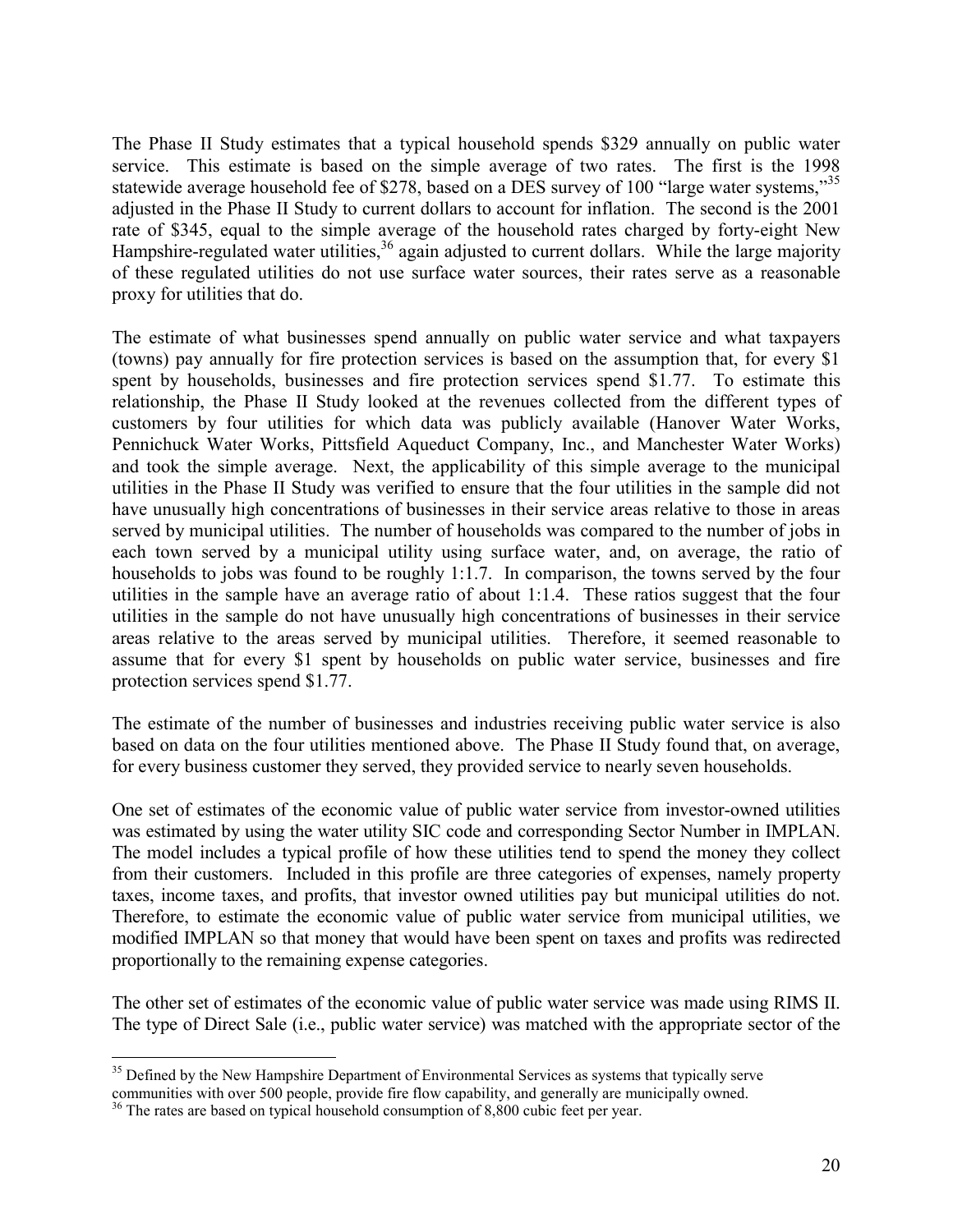The Phase II Study estimates that a typical household spends $329 annually on public water service. This estimate is based on the simple average of two rates. The first is the 1998 statewide average household fee of $278, based on a DES survey of 100 "large water systems,"[35] adjusted in the Phase II Study to current dollars to account for inflation. The second is the 2001 rate of $345, equal to the simple average of the household rates charged by forty-eight New Hampshire-regulated water utilities,[36] again adjusted to current dollars. While the large majority of these regulated utilities do not use surface water sources, their rates serve as a reasonable proxy for utilities that do.

The estimate of what businesses spend annually on public water service and what taxpayers (towns) pay annually for fire protection services is based on the assumption that, for every $1 spent by households, businesses and fire protection services spend $1.77. To estimate this relationship, the Phase II Study looked at the revenues collected from the different types of customers by four utilities for which data was publicly available (Hanover Water Works, Pennichuck Water Works, Pittsfield Aqueduct Company, Inc., and Manchester Water Works) and took the simple average. Next, the applicability of this simple average to the municipal utilities in the Phase II Study was verified to ensure that the four utilities in the sample did not have unusually high concentrations of businesses in their service areas relative to those in areas served by municipal utilities. The number of households was compared to the number of jobs in each town served by a municipal utility using surface water, and, on average, the ratio of households to jobs was found to be roughly 1:1.7. In comparison, the towns served by the four utilities in the sample have an average ratio of about 1:1.4. These ratios suggest that the four utilities in the sample do not have unusually high concentrations of businesses in their service areas relative to the areas served by municipal utilities. Therefore, it seemed reasonable to assume that for every $1 spent by households on public water service, businesses and fire protection services spend $1.77.

The estimate of the number of businesses and industries receiving public water service is also based on data on the four utilities mentioned above. The Phase II Study found that, on average, for every business customer they served, they provided service to nearly seven households.

One set of estimates of the economic value of public water service from investor-owned utilities was estimated by using the water utility SIC code and corresponding Sector Number in IMPLAN. The model includes a typical profile of how these utilities tend to spend the money they collect from their customers. Included in this profile are three categories of expenses, namely property taxes, income taxes, and profits, that investor owned utilities pay but municipal utilities do not. Therefore, to estimate the economic value of public water service from municipal utilities, we modified IMPLAN so that money that would have been spent on taxes and profits was redirected proportionally to the remaining expense categories.

The other set of estimates of the economic value of public water service was made using RIMS II. The type of Direct Sale (i.e., public water service) was matched with the appropriate sector of the

---

[35] Defined by the New Hampshire Department of Environmental Services as systems that typically serve communities with over 500 people, provide fire flow capability, and generally are municipally owned.

[36] The rates are based on typical household consumption of 8,800 cubic feet per year.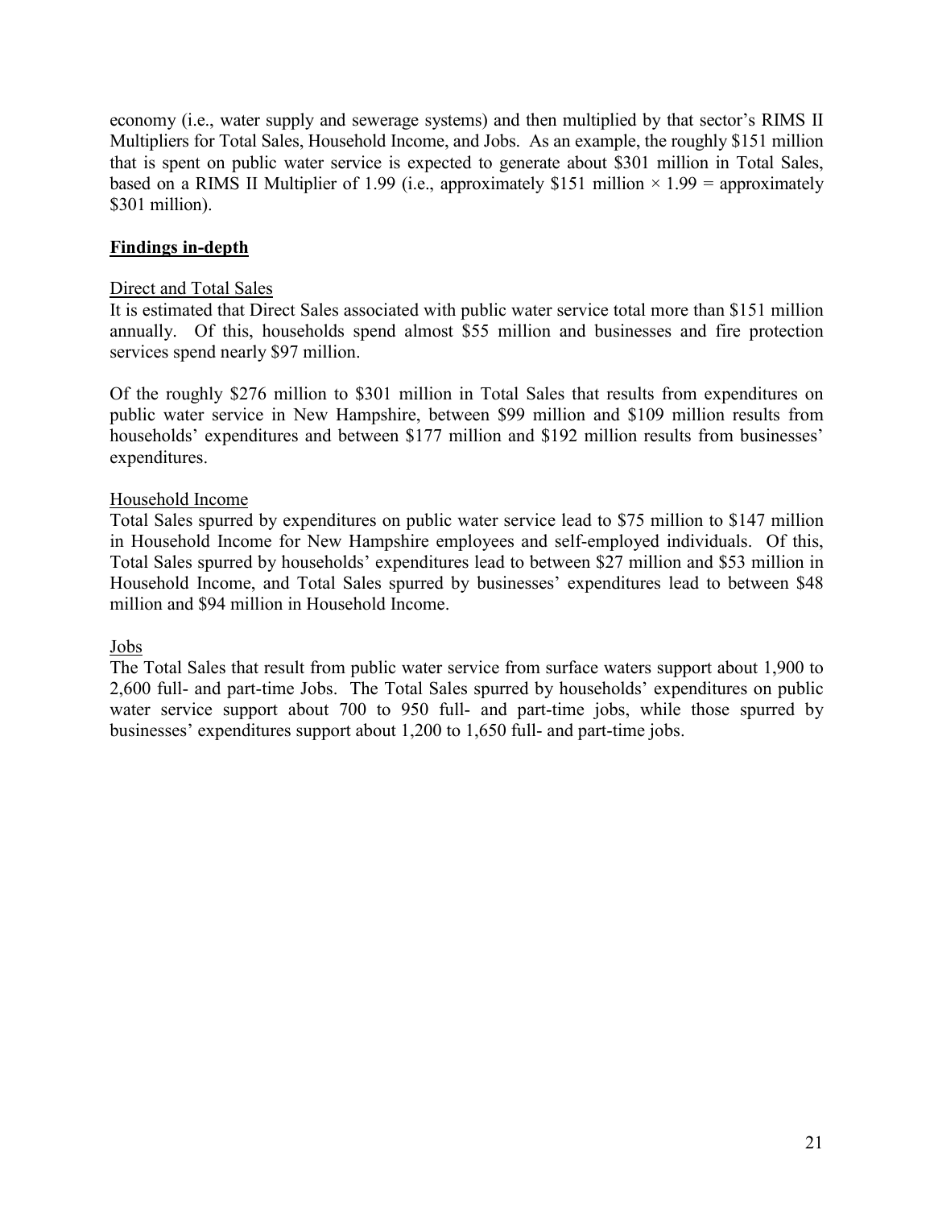economy (i.e., water supply and sewerage systems) and then multiplied by that sector's RIMS II Multipliers for Total Sales, Household Income, and Jobs. As an example, the roughly \$151 million that is spent on public water service is expected to generate about \$301 million in Total Sales, based on a RIMS II Multiplier of 1.99 (i.e., approximately \$151 million × 1.99 = approximately \$301 million).

## Findings in-depth

### Direct and Total Sales

It is estimated that Direct Sales associated with public water service total more than \$151 million annually. Of this, households spend almost \$55 million and businesses and fire protection services spend nearly \$97 million.

Of the roughly \$276 million to \$301 million in Total Sales that results from expenditures on public water service in New Hampshire, between \$99 million and \$109 million results from households' expenditures and between \$177 million and \$192 million results from businesses' expenditures.

### Household Income

Total Sales spurred by expenditures on public water service lead to \$75 million to \$147 million in Household Income for New Hampshire employees and self-employed individuals. Of this, Total Sales spurred by households' expenditures lead to between \$27 million and \$53 million in Household Income, and Total Sales spurred by businesses' expenditures lead to between \$48 million and \$94 million in Household Income.

### Jobs

The Total Sales that result from public water service from surface waters support about 1,900 to 2,600 full- and part-time Jobs. The Total Sales spurred by households' expenditures on public water service support about 700 to 950 full- and part-time jobs, while those spurred by businesses' expenditures support about 1,200 to 1,650 full- and part-time jobs.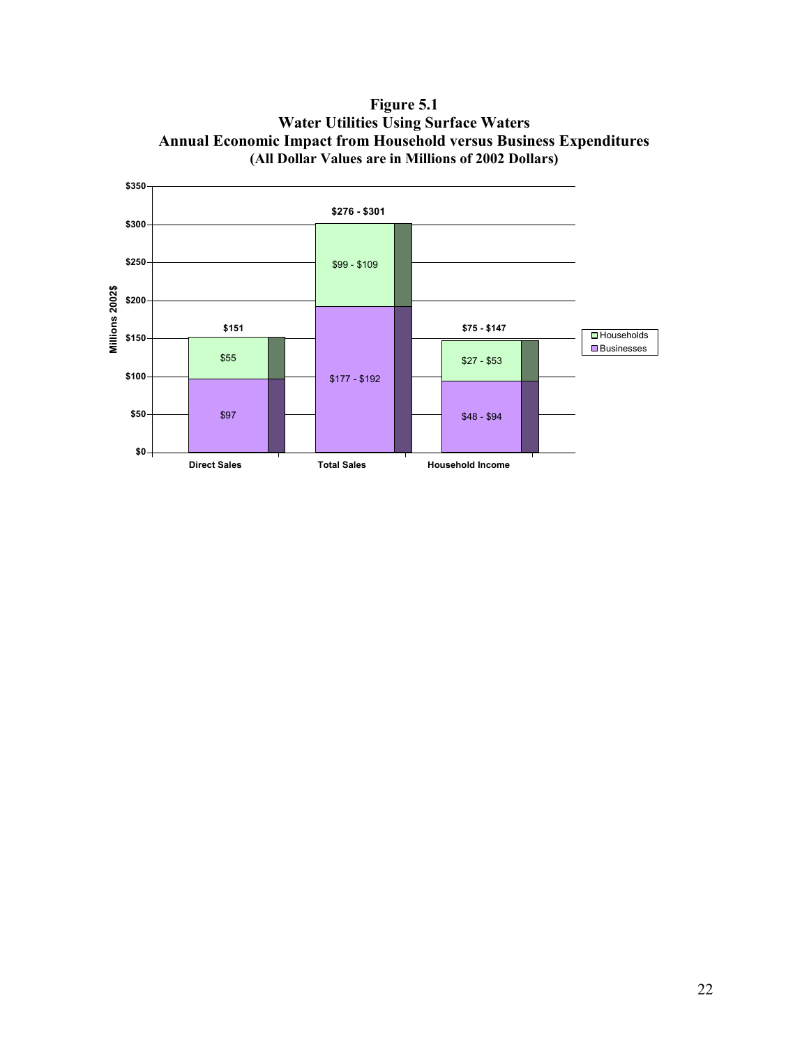**Figure 5.1**
**Water Utilities Using Surface Waters**
**Annual Economic Impact from Household versus Business Expenditures**
**(All Dollar Values are in Millions of 2002 Dollars)**

| | Direct Sales | Total Sales | Household Income |
|---|---|---|---|
| Households | $55 | $99 - $109 | $27 - $53 |
| Businesses | $97 | $177 - $192 | $48 - $94 |
| Total | $151 | $276 - $301 | $75 - $147 |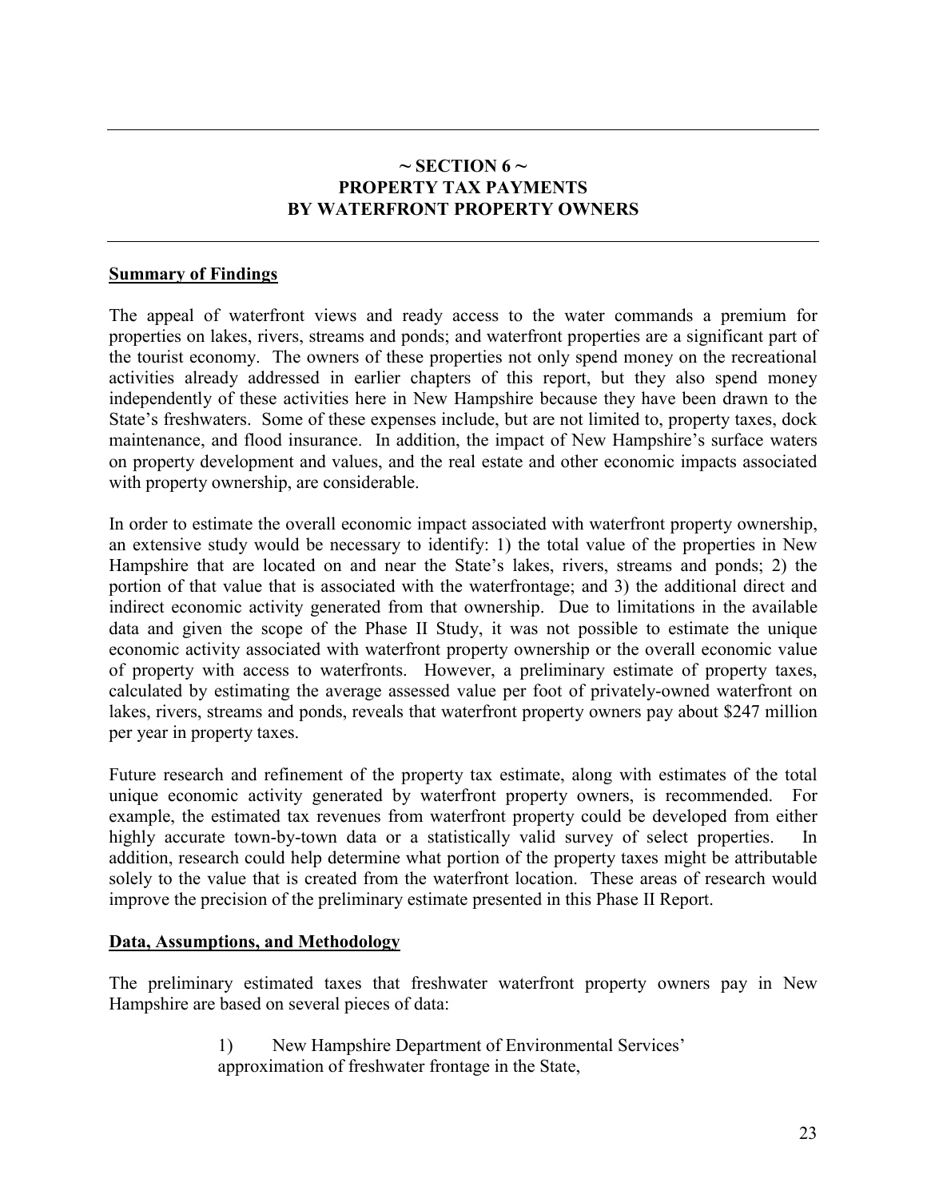## ~ SECTION 6 ~
## PROPERTY TAX PAYMENTS
## BY WATERFRONT PROPERTY OWNERS

### Summary of Findings

The appeal of waterfront views and ready access to the water commands a premium for properties on lakes, rivers, streams and ponds; and waterfront properties are a significant part of the tourist economy. The owners of these properties not only spend money on the recreational activities already addressed in earlier chapters of this report, but they also spend money independently of these activities here in New Hampshire because they have been drawn to the State's freshwaters. Some of these expenses include, but are not limited to, property taxes, dock maintenance, and flood insurance. In addition, the impact of New Hampshire's surface waters on property development and values, and the real estate and other economic impacts associated with property ownership, are considerable.

In order to estimate the overall economic impact associated with waterfront property ownership, an extensive study would be necessary to identify: 1) the total value of the properties in New Hampshire that are located on and near the State's lakes, rivers, streams and ponds; 2) the portion of that value that is associated with the waterfrontage; and 3) the additional direct and indirect economic activity generated from that ownership. Due to limitations in the available data and given the scope of the Phase II Study, it was not possible to estimate the unique economic activity associated with waterfront property ownership or the overall economic value of property with access to waterfronts. However, a preliminary estimate of property taxes, calculated by estimating the average assessed value per foot of privately-owned waterfront on lakes, rivers, streams and ponds, reveals that waterfront property owners pay about $247 million per year in property taxes.

Future research and refinement of the property tax estimate, along with estimates of the total unique economic activity generated by waterfront property owners, is recommended. For example, the estimated tax revenues from waterfront property could be developed from either highly accurate town-by-town data or a statistically valid survey of select properties. In addition, research could help determine what portion of the property taxes might be attributable solely to the value that is created from the waterfront location. These areas of research would improve the precision of the preliminary estimate presented in this Phase II Report.

### Data, Assumptions, and Methodology

The preliminary estimated taxes that freshwater waterfront property owners pay in New Hampshire are based on several pieces of data:

1) New Hampshire Department of Environmental Services' approximation of freshwater frontage in the State,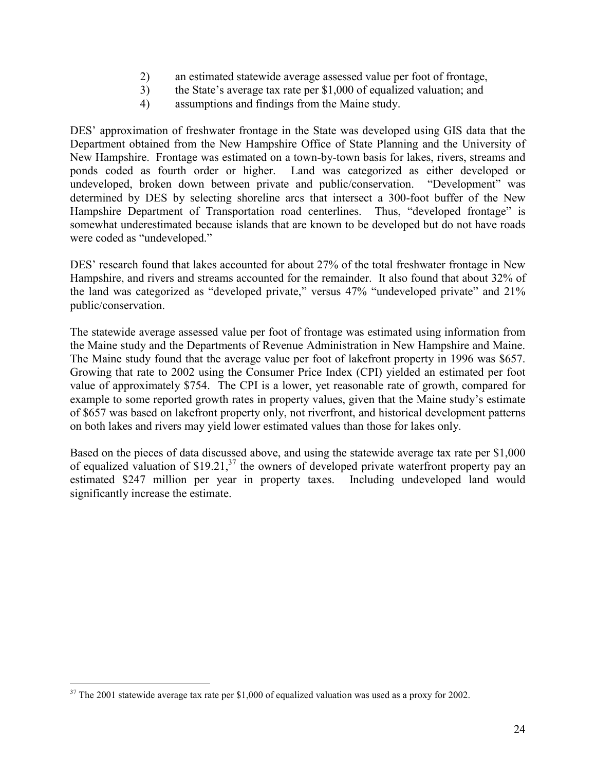2) an estimated statewide average assessed value per foot of frontage,
3) the State's average tax rate per $1,000 of equalized valuation; and
4) assumptions and findings from the Maine study.

DES' approximation of freshwater frontage in the State was developed using GIS data that the Department obtained from the New Hampshire Office of State Planning and the University of New Hampshire. Frontage was estimated on a town-by-town basis for lakes, rivers, streams and ponds coded as fourth order or higher. Land was categorized as either developed or undeveloped, broken down between private and public/conservation. "Development" was determined by DES by selecting shoreline arcs that intersect a 300-foot buffer of the New Hampshire Department of Transportation road centerlines. Thus, "developed frontage" is somewhat underestimated because islands that are known to be developed but do not have roads were coded as "undeveloped."

DES' research found that lakes accounted for about 27% of the total freshwater frontage in New Hampshire, and rivers and streams accounted for the remainder. It also found that about 32% of the land was categorized as "developed private," versus 47% "undeveloped private" and 21% public/conservation.

The statewide average assessed value per foot of frontage was estimated using information from the Maine study and the Departments of Revenue Administration in New Hampshire and Maine. The Maine study found that the average value per foot of lakefront property in 1996 was $657. Growing that rate to 2002 using the Consumer Price Index (CPI) yielded an estimated per foot value of approximately $754. The CPI is a lower, yet reasonable rate of growth, compared for example to some reported growth rates in property values, given that the Maine study's estimate of $657 was based on lakefront property only, not riverfront, and historical development patterns on both lakes and rivers may yield lower estimated values than those for lakes only.

Based on the pieces of data discussed above, and using the statewide average tax rate per $1,000 of equalized valuation of $19.21,[37] the owners of developed private waterfront property pay an estimated $247 million per year in property taxes. Including undeveloped land would significantly increase the estimate.

[37] The 2001 statewide average tax rate per $1,000 of equalized valuation was used as a proxy for 2002.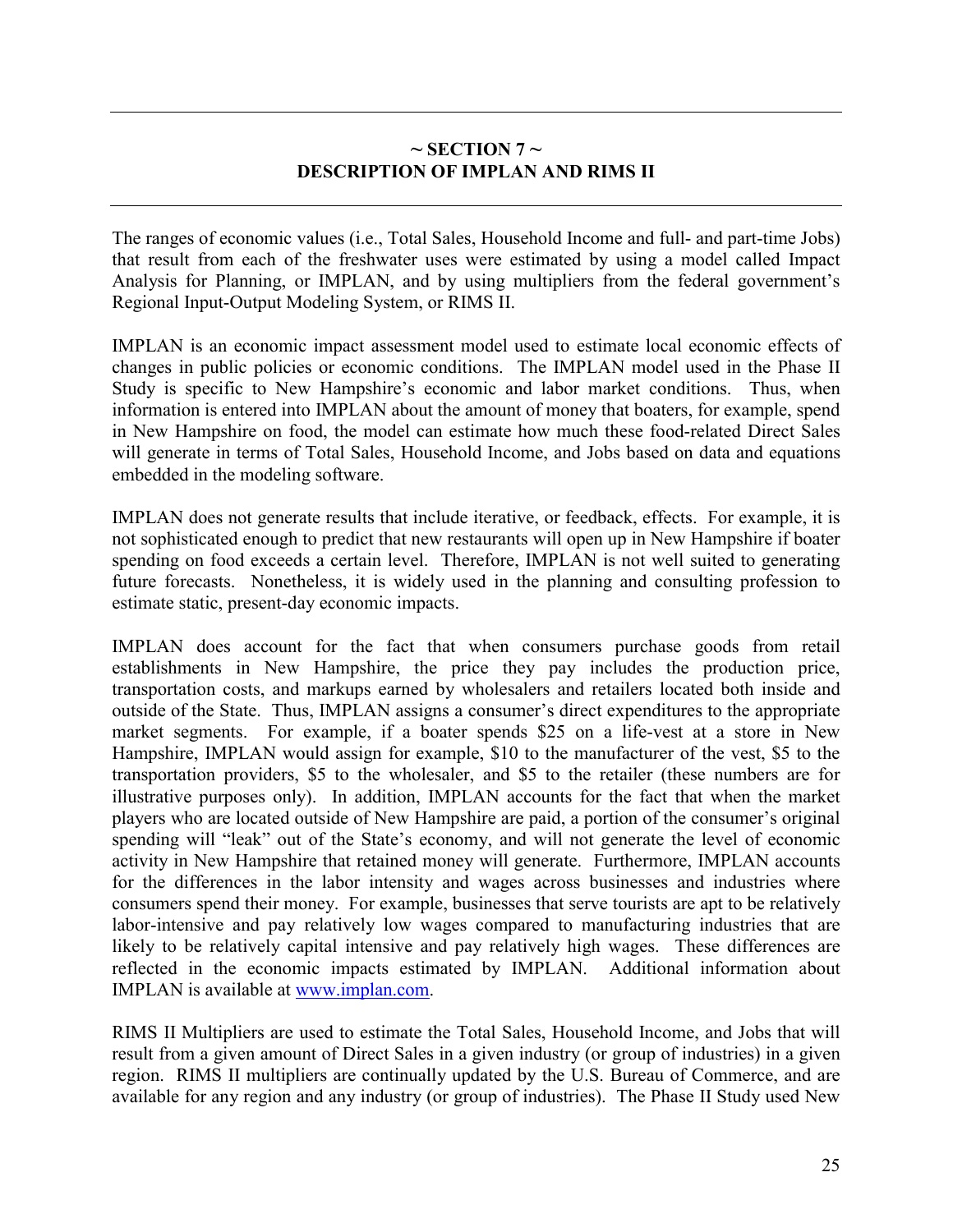## ~ SECTION 7 ~
## DESCRIPTION OF IMPLAN AND RIMS II

The ranges of economic values (i.e., Total Sales, Household Income and full- and part-time Jobs) that result from each of the freshwater uses were estimated by using a model called Impact Analysis for Planning, or IMPLAN, and by using multipliers from the federal government's Regional Input-Output Modeling System, or RIMS II.

IMPLAN is an economic impact assessment model used to estimate local economic effects of changes in public policies or economic conditions. The IMPLAN model used in the Phase II Study is specific to New Hampshire's economic and labor market conditions. Thus, when information is entered into IMPLAN about the amount of money that boaters, for example, spend in New Hampshire on food, the model can estimate how much these food-related Direct Sales will generate in terms of Total Sales, Household Income, and Jobs based on data and equations embedded in the modeling software.

IMPLAN does not generate results that include iterative, or feedback, effects. For example, it is not sophisticated enough to predict that new restaurants will open up in New Hampshire if boater spending on food exceeds a certain level. Therefore, IMPLAN is not well suited to generating future forecasts. Nonetheless, it is widely used in the planning and consulting profession to estimate static, present-day economic impacts.

IMPLAN does account for the fact that when consumers purchase goods from retail establishments in New Hampshire, the price they pay includes the production price, transportation costs, and markups earned by wholesalers and retailers located both inside and outside of the State. Thus, IMPLAN assigns a consumer's direct expenditures to the appropriate market segments. For example, if a boater spends \$25 on a life-vest at a store in New Hampshire, IMPLAN would assign for example, \$10 to the manufacturer of the vest, \$5 to the transportation providers, \$5 to the wholesaler, and \$5 to the retailer (these numbers are for illustrative purposes only). In addition, IMPLAN accounts for the fact that when the market players who are located outside of New Hampshire are paid, a portion of the consumer's original spending will "leak" out of the State's economy, and will not generate the level of economic activity in New Hampshire that retained money will generate. Furthermore, IMPLAN accounts for the differences in the labor intensity and wages across businesses and industries where consumers spend their money. For example, businesses that serve tourists are apt to be relatively labor-intensive and pay relatively low wages compared to manufacturing industries that are likely to be relatively capital intensive and pay relatively high wages. These differences are reflected in the economic impacts estimated by IMPLAN. Additional information about IMPLAN is available at www.implan.com.

RIMS II Multipliers are used to estimate the Total Sales, Household Income, and Jobs that will result from a given amount of Direct Sales in a given industry (or group of industries) in a given region. RIMS II multipliers are continually updated by the U.S. Bureau of Commerce, and are available for any region and any industry (or group of industries). The Phase II Study used New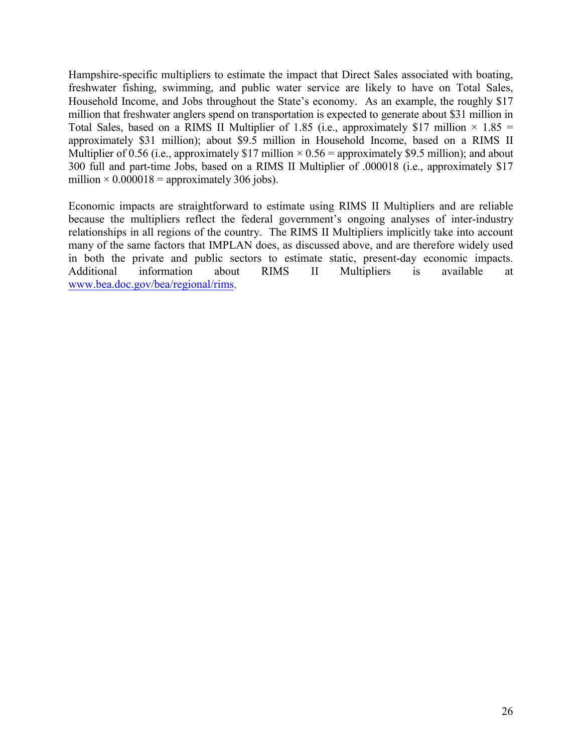Hampshire-specific multipliers to estimate the impact that Direct Sales associated with boating, freshwater fishing, swimming, and public water service are likely to have on Total Sales, Household Income, and Jobs throughout the State's economy. As an example, the roughly \$17 million that freshwater anglers spend on transportation is expected to generate about \$31 million in Total Sales, based on a RIMS II Multiplier of 1.85 (i.e., approximately \$17 million $\times$ 1.85 = approximately \$31 million); about \$9.5 million in Household Income, based on a RIMS II Multiplier of 0.56 (i.e., approximately \$17 million $\times$ 0.56 = approximately \$9.5 million); and about 300 full and part-time Jobs, based on a RIMS II Multiplier of .000018 (i.e., approximately \$17 million $\times$ 0.000018 = approximately 306 jobs).

Economic impacts are straightforward to estimate using RIMS II Multipliers and are reliable because the multipliers reflect the federal government's ongoing analyses of inter-industry relationships in all regions of the country. The RIMS II Multipliers implicitly take into account many of the same factors that IMPLAN does, as discussed above, and are therefore widely used in both the private and public sectors to estimate static, present-day economic impacts. Additional information about RIMS II Multipliers is available at www.bea.doc.gov/bea/regional/rims.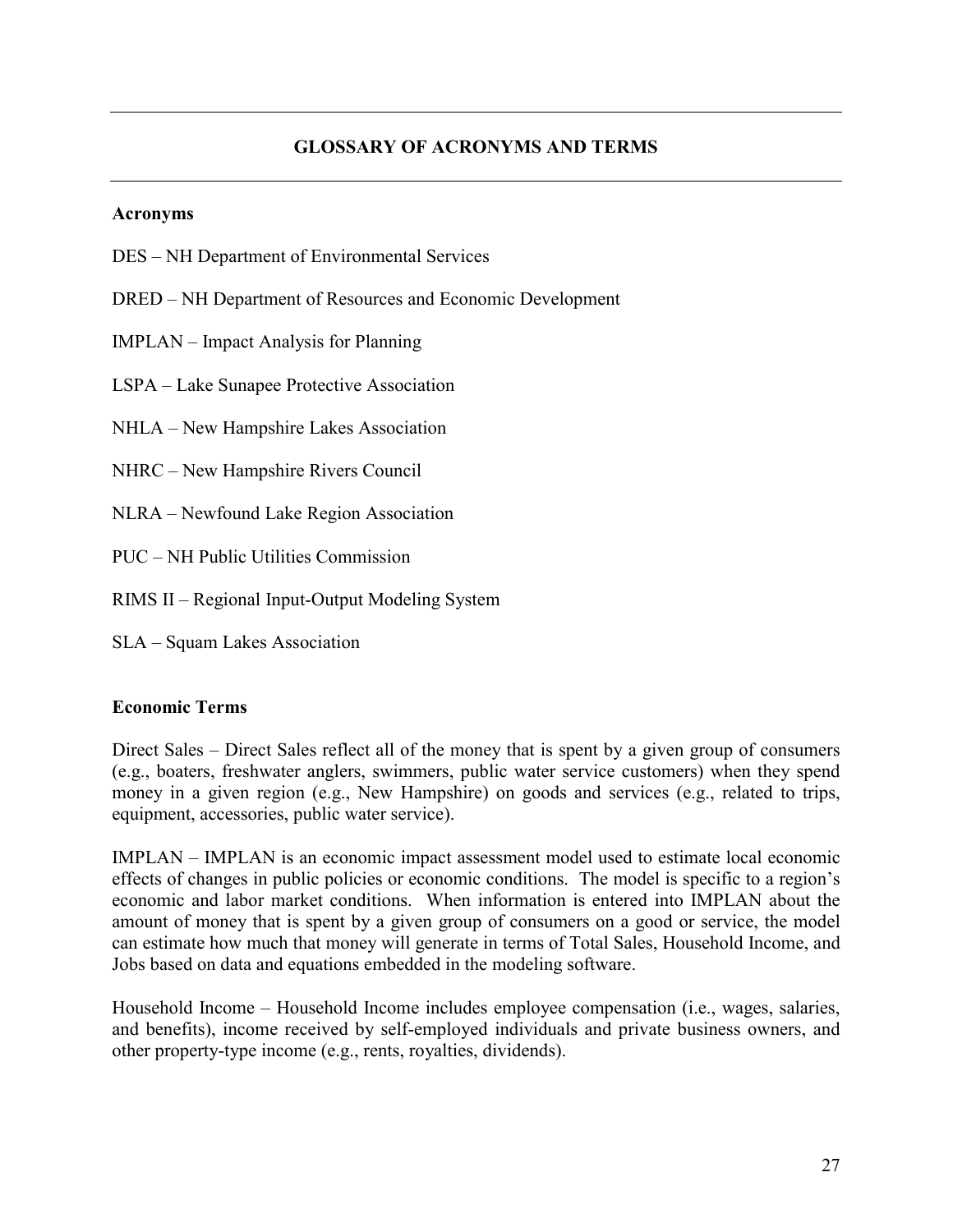## GLOSSARY OF ACRONYMS AND TERMS

### Acronyms

DES – NH Department of Environmental Services

DRED – NH Department of Resources and Economic Development

IMPLAN – Impact Analysis for Planning

LSPA – Lake Sunapee Protective Association

NHLA – New Hampshire Lakes Association

NHRC – New Hampshire Rivers Council

NLRA – Newfound Lake Region Association

PUC – NH Public Utilities Commission

RIMS II – Regional Input-Output Modeling System

SLA – Squam Lakes Association

### Economic Terms

Direct Sales – Direct Sales reflect all of the money that is spent by a given group of consumers (e.g., boaters, freshwater anglers, swimmers, public water service customers) when they spend money in a given region (e.g., New Hampshire) on goods and services (e.g., related to trips, equipment, accessories, public water service).

IMPLAN – IMPLAN is an economic impact assessment model used to estimate local economic effects of changes in public policies or economic conditions. The model is specific to a region's economic and labor market conditions. When information is entered into IMPLAN about the amount of money that is spent by a given group of consumers on a good or service, the model can estimate how much that money will generate in terms of Total Sales, Household Income, and Jobs based on data and equations embedded in the modeling software.

Household Income – Household Income includes employee compensation (i.e., wages, salaries, and benefits), income received by self-employed individuals and private business owners, and other property-type income (e.g., rents, royalties, dividends).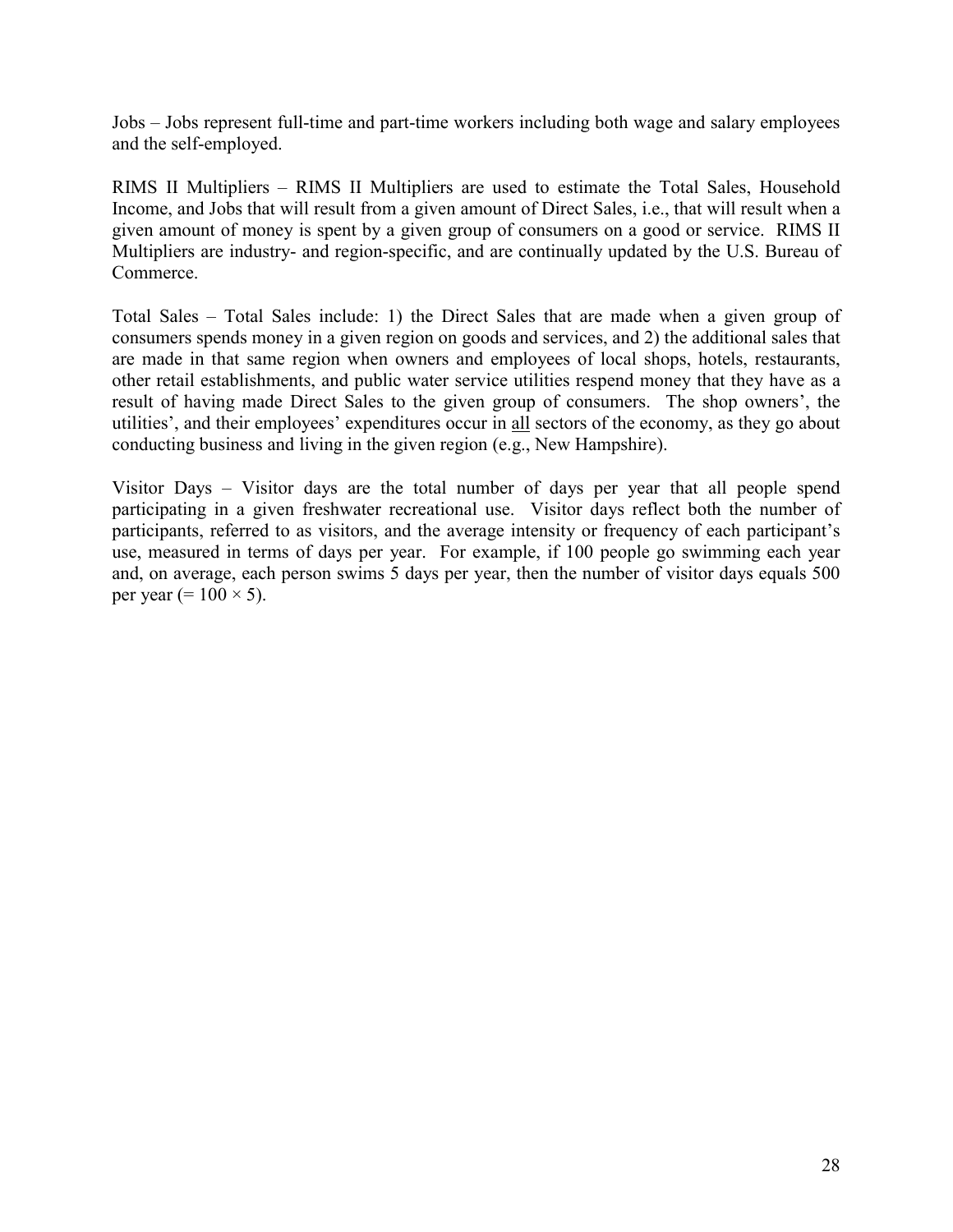Jobs – Jobs represent full-time and part-time workers including both wage and salary employees and the self-employed.

RIMS II Multipliers – RIMS II Multipliers are used to estimate the Total Sales, Household Income, and Jobs that will result from a given amount of Direct Sales, i.e., that will result when a given amount of money is spent by a given group of consumers on a good or service. RIMS II Multipliers are industry- and region-specific, and are continually updated by the U.S. Bureau of Commerce.

Total Sales – Total Sales include: 1) the Direct Sales that are made when a given group of consumers spends money in a given region on goods and services, and 2) the additional sales that are made in that same region when owners and employees of local shops, hotels, restaurants, other retail establishments, and public water service utilities respend money that they have as a result of having made Direct Sales to the given group of consumers. The shop owners', the utilities', and their employees' expenditures occur in <u>all</u> sectors of the economy, as they go about conducting business and living in the given region (e.g., New Hampshire).

Visitor Days – Visitor days are the total number of days per year that all people spend participating in a given freshwater recreational use. Visitor days reflect both the number of participants, referred to as visitors, and the average intensity or frequency of each participant's use, measured in terms of days per year. For example, if 100 people go swimming each year and, on average, each person swims 5 days per year, then the number of visitor days equals 500 per year ($= 100 \times 5$).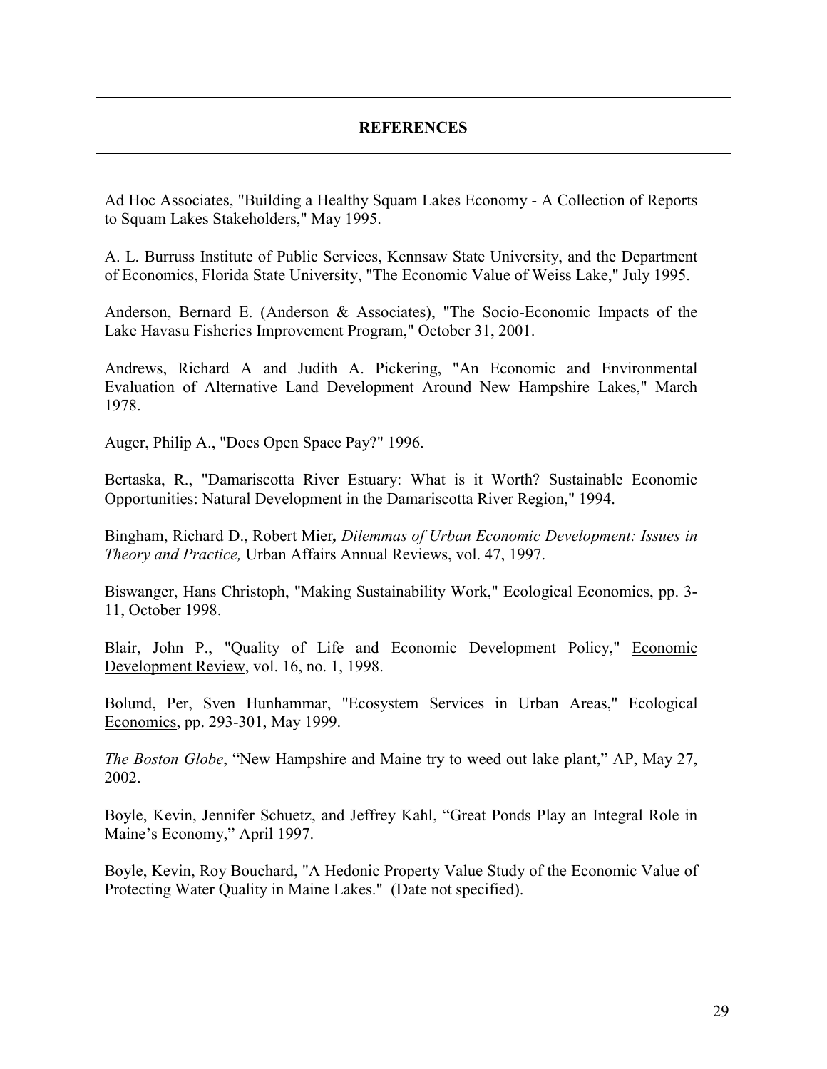## REFERENCES

Ad Hoc Associates, "Building a Healthy Squam Lakes Economy - A Collection of Reports to Squam Lakes Stakeholders," May 1995.

A. L. Burruss Institute of Public Services, Kennsaw State University, and the Department of Economics, Florida State University, "The Economic Value of Weiss Lake," July 1995.

Anderson, Bernard E. (Anderson & Associates), "The Socio-Economic Impacts of the Lake Havasu Fisheries Improvement Program," October 31, 2001.

Andrews, Richard A and Judith A. Pickering, "An Economic and Environmental Evaluation of Alternative Land Development Around New Hampshire Lakes," March 1978.

Auger, Philip A., "Does Open Space Pay?" 1996.

Bertaska, R., "Damariscotta River Estuary: What is it Worth? Sustainable Economic Opportunities: Natural Development in the Damariscotta River Region," 1994.

Bingham, Richard D., Robert Mier**,** *Dilemmas of Urban Economic Development: Issues in Theory and Practice,* Urban Affairs Annual Reviews, vol. 47, 1997.

Biswanger, Hans Christoph, "Making Sustainability Work," Ecological Economics, pp. 3-11, October 1998.

Blair, John P., "Quality of Life and Economic Development Policy," Economic Development Review, vol. 16, no. 1, 1998.

Bolund, Per, Sven Hunhammar, "Ecosystem Services in Urban Areas," Ecological Economics, pp. 293-301, May 1999.

*The Boston Globe*, "New Hampshire and Maine try to weed out lake plant," AP, May 27, 2002.

Boyle, Kevin, Jennifer Schuetz, and Jeffrey Kahl, "Great Ponds Play an Integral Role in Maine's Economy," April 1997.

Boyle, Kevin, Roy Bouchard, "A Hedonic Property Value Study of the Economic Value of Protecting Water Quality in Maine Lakes." (Date not specified).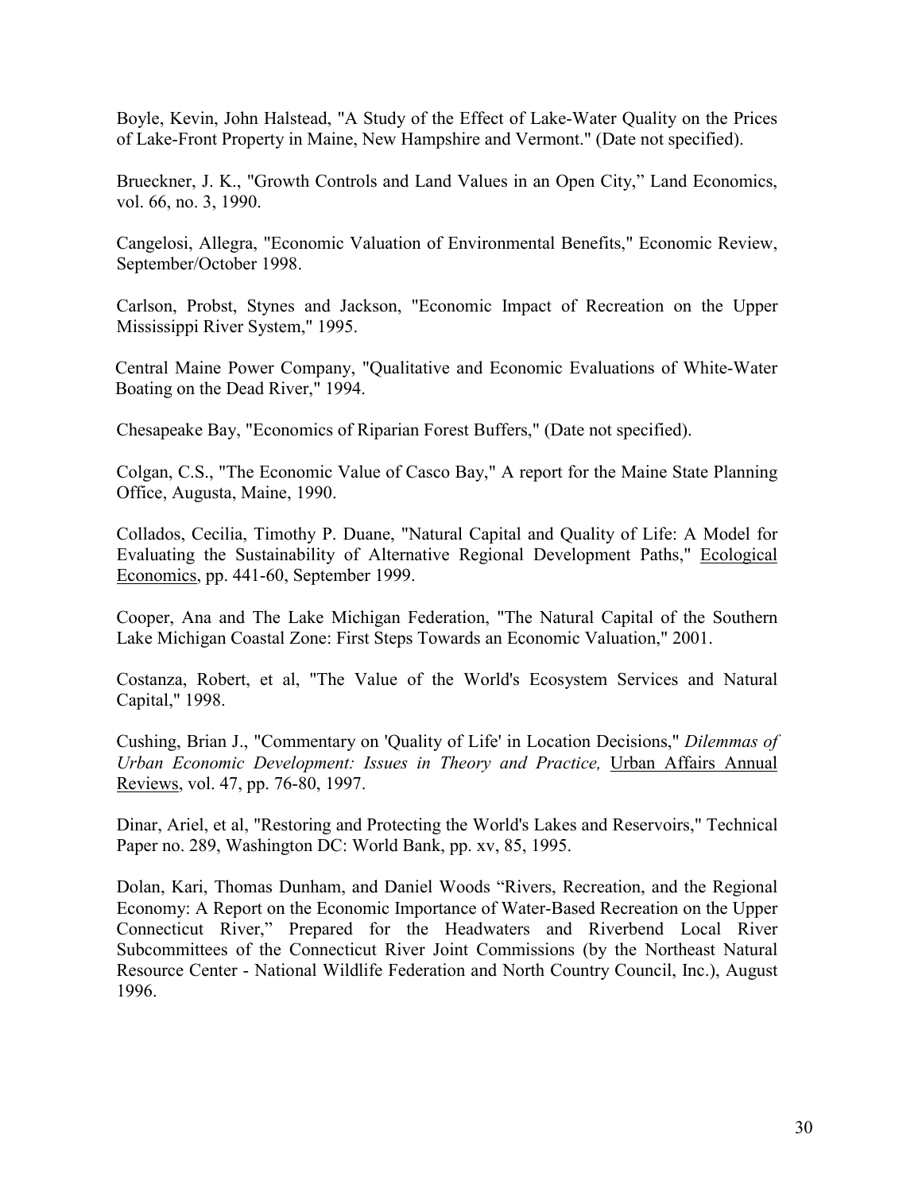Boyle, Kevin, John Halstead, "A Study of the Effect of Lake-Water Quality on the Prices of Lake-Front Property in Maine, New Hampshire and Vermont." (Date not specified).

Brueckner, J. K., "Growth Controls and Land Values in an Open City," Land Economics, vol. 66, no. 3, 1990.

Cangelosi, Allegra, "Economic Valuation of Environmental Benefits," Economic Review, September/October 1998.

Carlson, Probst, Stynes and Jackson, "Economic Impact of Recreation on the Upper Mississippi River System," 1995.

Central Maine Power Company, "Qualitative and Economic Evaluations of White-Water Boating on the Dead River," 1994.

Chesapeake Bay, "Economics of Riparian Forest Buffers," (Date not specified).

Colgan, C.S., "The Economic Value of Casco Bay," A report for the Maine State Planning Office, Augusta, Maine, 1990.

Collados, Cecilia, Timothy P. Duane, "Natural Capital and Quality of Life: A Model for Evaluating the Sustainability of Alternative Regional Development Paths," Ecological Economics, pp. 441-60, September 1999.

Cooper, Ana and The Lake Michigan Federation, "The Natural Capital of the Southern Lake Michigan Coastal Zone: First Steps Towards an Economic Valuation," 2001.

Costanza, Robert, et al, "The Value of the World's Ecosystem Services and Natural Capital," 1998.

Cushing, Brian J., "Commentary on 'Quality of Life' in Location Decisions," *Dilemmas of Urban Economic Development: Issues in Theory and Practice,* Urban Affairs Annual Reviews, vol. 47, pp. 76-80, 1997.

Dinar, Ariel, et al, "Restoring and Protecting the World's Lakes and Reservoirs," Technical Paper no. 289, Washington DC: World Bank, pp. xv, 85, 1995.

Dolan, Kari, Thomas Dunham, and Daniel Woods "Rivers, Recreation, and the Regional Economy: A Report on the Economic Importance of Water-Based Recreation on the Upper Connecticut River," Prepared for the Headwaters and Riverbend Local River Subcommittees of the Connecticut River Joint Commissions (by the Northeast Natural Resource Center - National Wildlife Federation and North Country Council, Inc.), August 1996.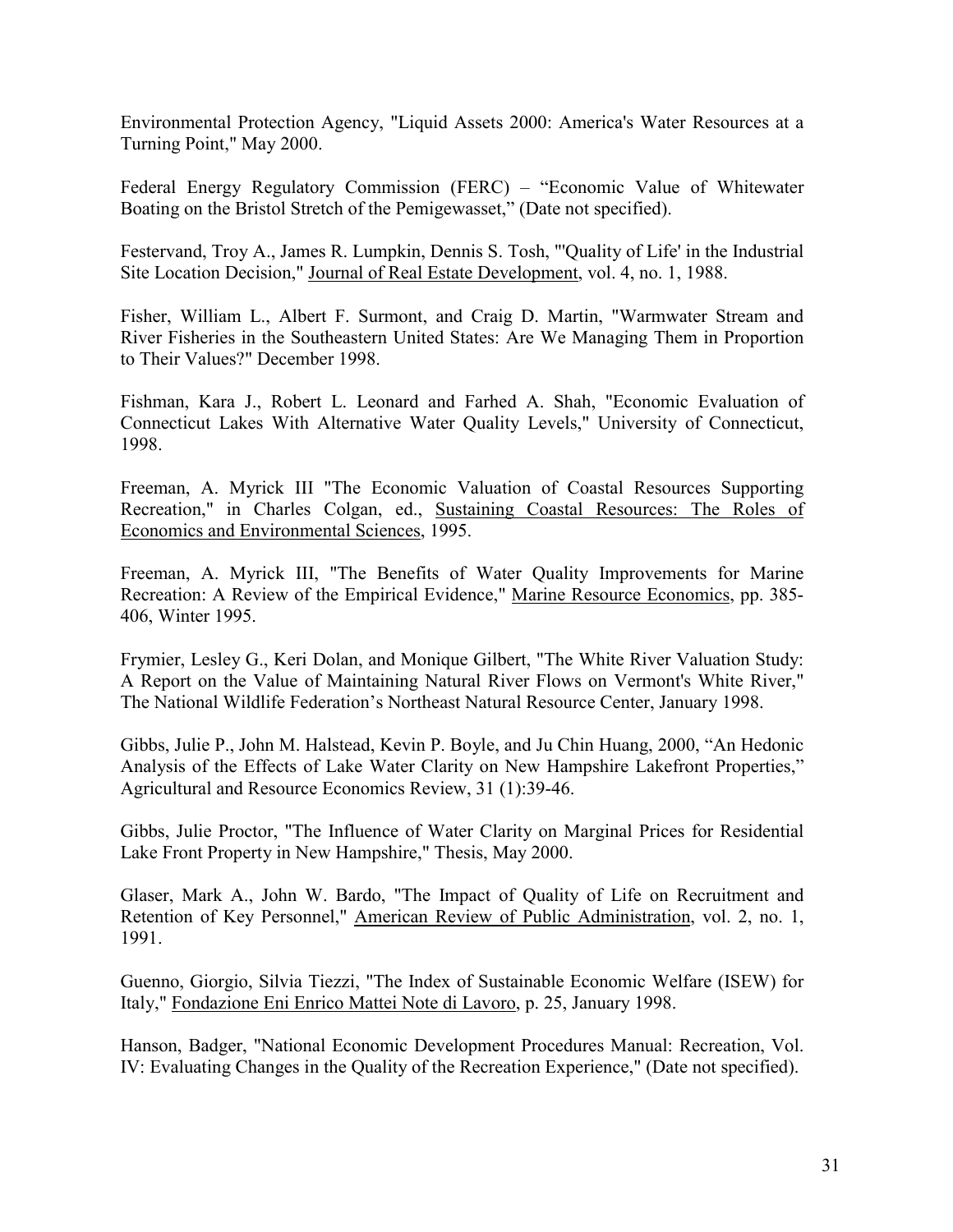Environmental Protection Agency, "Liquid Assets 2000: America's Water Resources at a Turning Point," May 2000.

Federal Energy Regulatory Commission (FERC) – "Economic Value of Whitewater Boating on the Bristol Stretch of the Pemigewasset," (Date not specified).

Festervand, Troy A., James R. Lumpkin, Dennis S. Tosh, "'Quality of Life' in the Industrial Site Location Decision," Journal of Real Estate Development, vol. 4, no. 1, 1988.

Fisher, William L., Albert F. Surmont, and Craig D. Martin, "Warmwater Stream and River Fisheries in the Southeastern United States: Are We Managing Them in Proportion to Their Values?" December 1998.

Fishman, Kara J., Robert L. Leonard and Farhed A. Shah, "Economic Evaluation of Connecticut Lakes With Alternative Water Quality Levels," University of Connecticut, 1998.

Freeman, A. Myrick III "The Economic Valuation of Coastal Resources Supporting Recreation," in Charles Colgan, ed., Sustaining Coastal Resources: The Roles of Economics and Environmental Sciences, 1995.

Freeman, A. Myrick III, "The Benefits of Water Quality Improvements for Marine Recreation: A Review of the Empirical Evidence," Marine Resource Economics, pp. 385-406, Winter 1995.

Frymier, Lesley G., Keri Dolan, and Monique Gilbert, "The White River Valuation Study: A Report on the Value of Maintaining Natural River Flows on Vermont's White River," The National Wildlife Federation's Northeast Natural Resource Center, January 1998.

Gibbs, Julie P., John M. Halstead, Kevin P. Boyle, and Ju Chin Huang, 2000, "An Hedonic Analysis of the Effects of Lake Water Clarity on New Hampshire Lakefront Properties," Agricultural and Resource Economics Review, 31 (1):39-46.

Gibbs, Julie Proctor, "The Influence of Water Clarity on Marginal Prices for Residential Lake Front Property in New Hampshire," Thesis, May 2000.

Glaser, Mark A., John W. Bardo, "The Impact of Quality of Life on Recruitment and Retention of Key Personnel," American Review of Public Administration, vol. 2, no. 1, 1991.

Guenno, Giorgio, Silvia Tiezzi, "The Index of Sustainable Economic Welfare (ISEW) for Italy," Fondazione Eni Enrico Mattei Note di Lavoro, p. 25, January 1998.

Hanson, Badger, "National Economic Development Procedures Manual: Recreation, Vol. IV: Evaluating Changes in the Quality of the Recreation Experience," (Date not specified).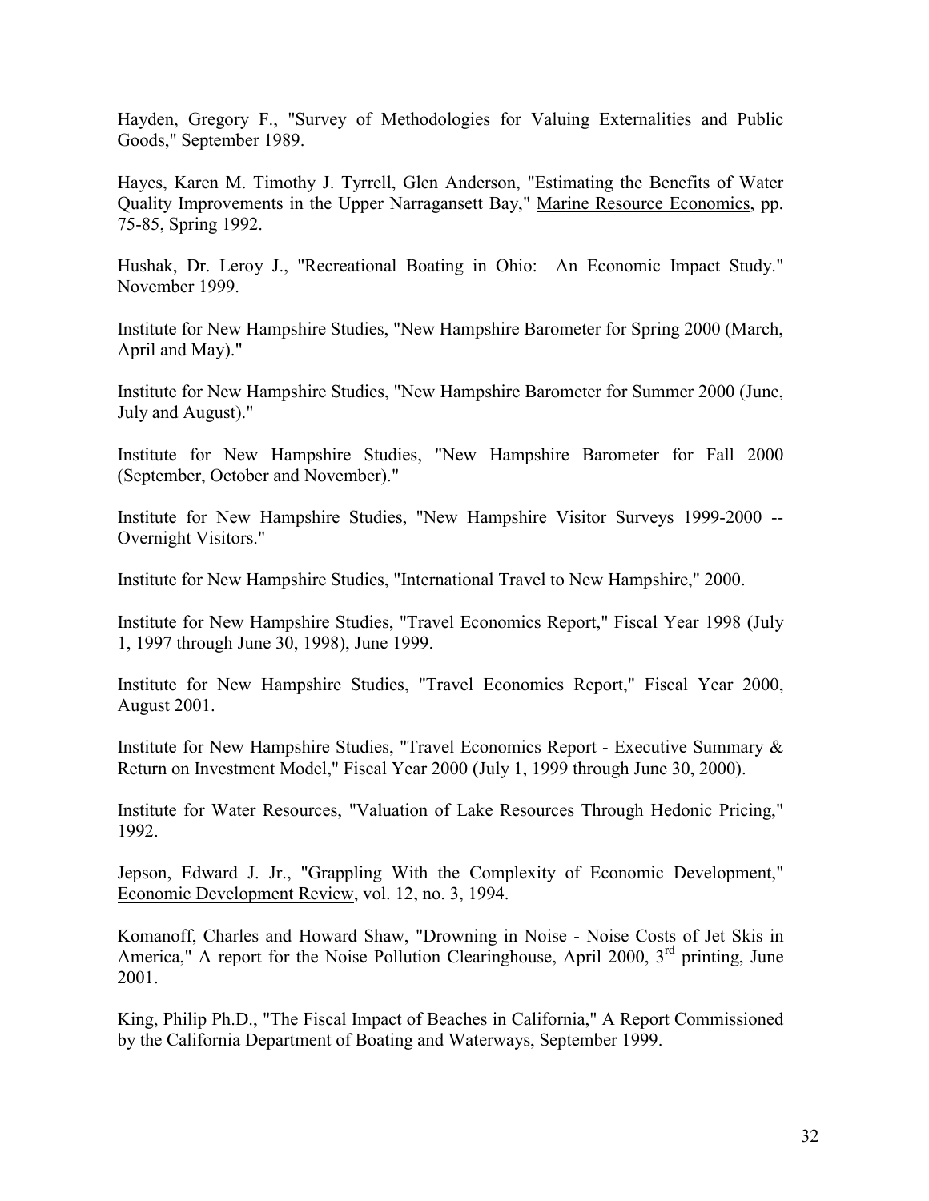Hayden, Gregory F., "Survey of Methodologies for Valuing Externalities and Public Goods," September 1989.

Hayes, Karen M. Timothy J. Tyrrell, Glen Anderson, "Estimating the Benefits of Water Quality Improvements in the Upper Narragansett Bay," Marine Resource Economics, pp. 75-85, Spring 1992.

Hushak, Dr. Leroy J., "Recreational Boating in Ohio: An Economic Impact Study." November 1999.

Institute for New Hampshire Studies, "New Hampshire Barometer for Spring 2000 (March, April and May)."

Institute for New Hampshire Studies, "New Hampshire Barometer for Summer 2000 (June, July and August)."

Institute for New Hampshire Studies, "New Hampshire Barometer for Fall 2000 (September, October and November)."

Institute for New Hampshire Studies, "New Hampshire Visitor Surveys 1999-2000 -- Overnight Visitors."

Institute for New Hampshire Studies, "International Travel to New Hampshire," 2000.

Institute for New Hampshire Studies, "Travel Economics Report," Fiscal Year 1998 (July 1, 1997 through June 30, 1998), June 1999.

Institute for New Hampshire Studies, "Travel Economics Report," Fiscal Year 2000, August 2001.

Institute for New Hampshire Studies, "Travel Economics Report - Executive Summary & Return on Investment Model," Fiscal Year 2000 (July 1, 1999 through June 30, 2000).

Institute for Water Resources, "Valuation of Lake Resources Through Hedonic Pricing," 1992.

Jepson, Edward J. Jr., "Grappling With the Complexity of Economic Development," Economic Development Review, vol. 12, no. 3, 1994.

Komanoff, Charles and Howard Shaw, "Drowning in Noise - Noise Costs of Jet Skis in America," A report for the Noise Pollution Clearinghouse, April 2000, 3rd printing, June 2001.

King, Philip Ph.D., "The Fiscal Impact of Beaches in California," A Report Commissioned by the California Department of Boating and Waterways, September 1999.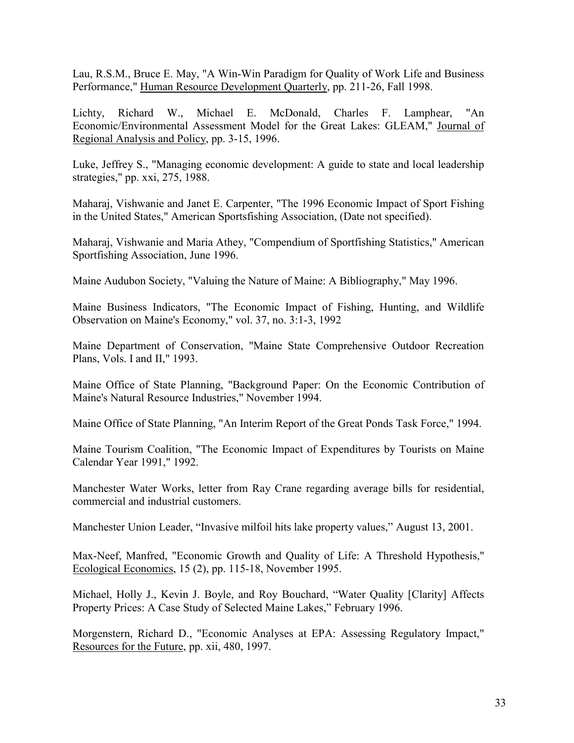Lau, R.S.M., Bruce E. May, "A Win-Win Paradigm for Quality of Work Life and Business Performance," Human Resource Development Quarterly, pp. 211-26, Fall 1998.

Lichty, Richard W., Michael E. McDonald, Charles F. Lamphear, "An Economic/Environmental Assessment Model for the Great Lakes: GLEAM," Journal of Regional Analysis and Policy, pp. 3-15, 1996.

Luke, Jeffrey S., "Managing economic development: A guide to state and local leadership strategies," pp. xxi, 275, 1988.

Maharaj, Vishwanie and Janet E. Carpenter, "The 1996 Economic Impact of Sport Fishing in the United States," American Sportsfishing Association, (Date not specified).

Maharaj, Vishwanie and Maria Athey, "Compendium of Sportfishing Statistics," American Sportfishing Association, June 1996.

Maine Audubon Society, "Valuing the Nature of Maine: A Bibliography," May 1996.

Maine Business Indicators, "The Economic Impact of Fishing, Hunting, and Wildlife Observation on Maine's Economy," vol. 37, no. 3:1-3, 1992

Maine Department of Conservation, "Maine State Comprehensive Outdoor Recreation Plans, Vols. I and II," 1993.

Maine Office of State Planning, "Background Paper: On the Economic Contribution of Maine's Natural Resource Industries," November 1994.

Maine Office of State Planning, "An Interim Report of the Great Ponds Task Force," 1994.

Maine Tourism Coalition, "The Economic Impact of Expenditures by Tourists on Maine Calendar Year 1991," 1992.

Manchester Water Works, letter from Ray Crane regarding average bills for residential, commercial and industrial customers.

Manchester Union Leader, "Invasive milfoil hits lake property values," August 13, 2001.

Max-Neef, Manfred, "Economic Growth and Quality of Life: A Threshold Hypothesis," Ecological Economics, 15 (2), pp. 115-18, November 1995.

Michael, Holly J., Kevin J. Boyle, and Roy Bouchard, "Water Quality [Clarity] Affects Property Prices: A Case Study of Selected Maine Lakes," February 1996.

Morgenstern, Richard D., "Economic Analyses at EPA: Assessing Regulatory Impact," Resources for the Future, pp. xii, 480, 1997.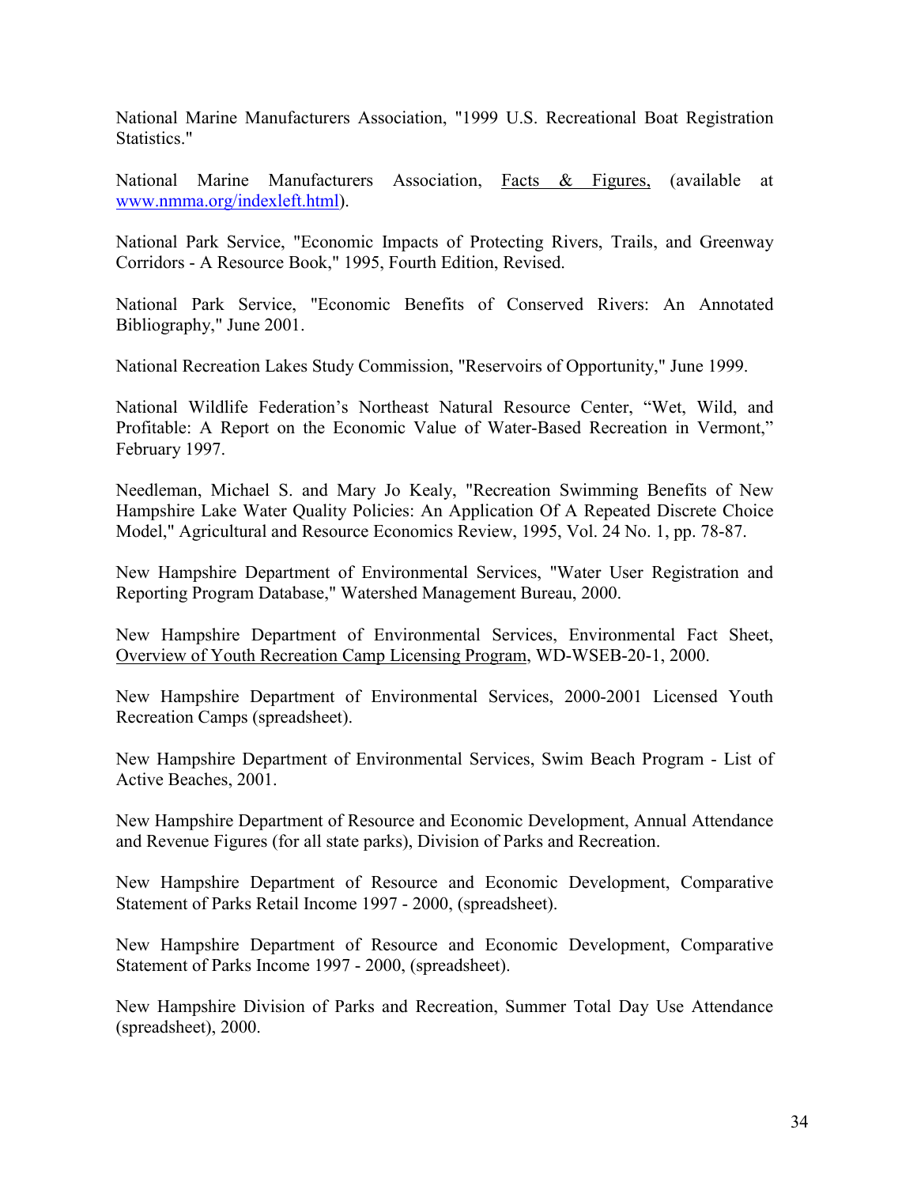National Marine Manufacturers Association, "1999 U.S. Recreational Boat Registration Statistics."

National Marine Manufacturers Association, Facts & Figures, (available at www.nmma.org/indexleft.html).

National Park Service, "Economic Impacts of Protecting Rivers, Trails, and Greenway Corridors - A Resource Book," 1995, Fourth Edition, Revised.

National Park Service, "Economic Benefits of Conserved Rivers: An Annotated Bibliography," June 2001.

National Recreation Lakes Study Commission, "Reservoirs of Opportunity," June 1999.

National Wildlife Federation's Northeast Natural Resource Center, "Wet, Wild, and Profitable: A Report on the Economic Value of Water-Based Recreation in Vermont," February 1997.

Needleman, Michael S. and Mary Jo Kealy, "Recreation Swimming Benefits of New Hampshire Lake Water Quality Policies: An Application Of A Repeated Discrete Choice Model," Agricultural and Resource Economics Review, 1995, Vol. 24 No. 1, pp. 78-87.

New Hampshire Department of Environmental Services, "Water User Registration and Reporting Program Database," Watershed Management Bureau, 2000.

New Hampshire Department of Environmental Services, Environmental Fact Sheet, Overview of Youth Recreation Camp Licensing Program, WD-WSEB-20-1, 2000.

New Hampshire Department of Environmental Services, 2000-2001 Licensed Youth Recreation Camps (spreadsheet).

New Hampshire Department of Environmental Services, Swim Beach Program - List of Active Beaches, 2001.

New Hampshire Department of Resource and Economic Development, Annual Attendance and Revenue Figures (for all state parks), Division of Parks and Recreation.

New Hampshire Department of Resource and Economic Development, Comparative Statement of Parks Retail Income 1997 - 2000, (spreadsheet).

New Hampshire Department of Resource and Economic Development, Comparative Statement of Parks Income 1997 - 2000, (spreadsheet).

New Hampshire Division of Parks and Recreation, Summer Total Day Use Attendance (spreadsheet), 2000.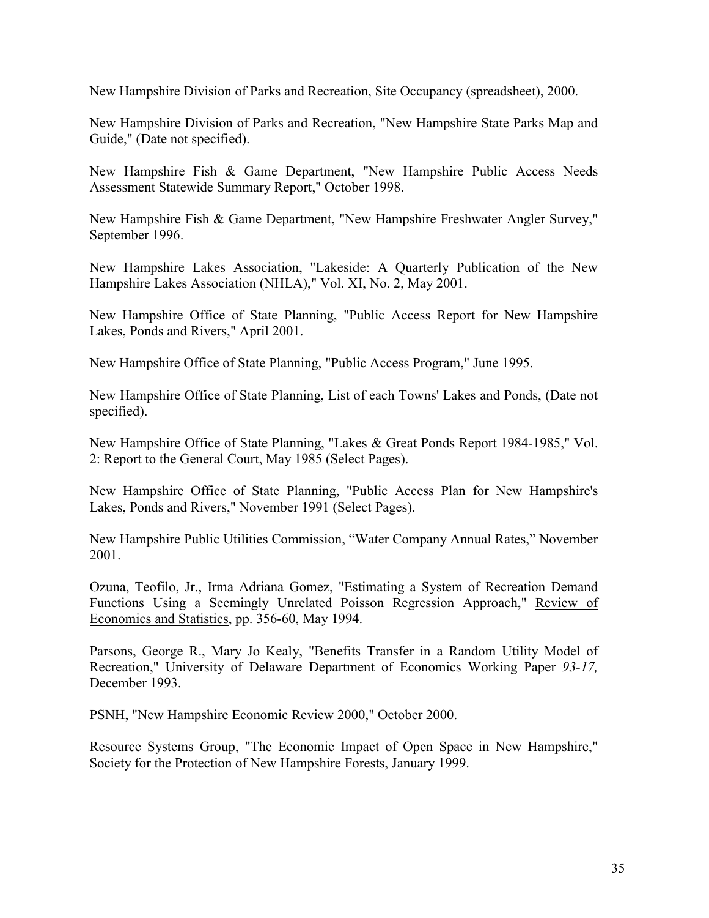New Hampshire Division of Parks and Recreation, Site Occupancy (spreadsheet), 2000.

New Hampshire Division of Parks and Recreation, "New Hampshire State Parks Map and Guide," (Date not specified).

New Hampshire Fish & Game Department, "New Hampshire Public Access Needs Assessment Statewide Summary Report," October 1998.

New Hampshire Fish & Game Department, "New Hampshire Freshwater Angler Survey," September 1996.

New Hampshire Lakes Association, "Lakeside: A Quarterly Publication of the New Hampshire Lakes Association (NHLA)," Vol. XI, No. 2, May 2001.

New Hampshire Office of State Planning, "Public Access Report for New Hampshire Lakes, Ponds and Rivers," April 2001.

New Hampshire Office of State Planning, "Public Access Program," June 1995.

New Hampshire Office of State Planning, List of each Towns' Lakes and Ponds, (Date not specified).

New Hampshire Office of State Planning, "Lakes & Great Ponds Report 1984-1985," Vol. 2: Report to the General Court, May 1985 (Select Pages).

New Hampshire Office of State Planning, "Public Access Plan for New Hampshire's Lakes, Ponds and Rivers," November 1991 (Select Pages).

New Hampshire Public Utilities Commission, "Water Company Annual Rates," November 2001.

Ozuna, Teofilo, Jr., Irma Adriana Gomez, "Estimating a System of Recreation Demand Functions Using a Seemingly Unrelated Poisson Regression Approach," Review of Economics and Statistics, pp. 356-60, May 1994.

Parsons, George R., Mary Jo Kealy, "Benefits Transfer in a Random Utility Model of Recreation," University of Delaware Department of Economics Working Paper *93-17,* December 1993.

PSNH, "New Hampshire Economic Review 2000," October 2000.

Resource Systems Group, "The Economic Impact of Open Space in New Hampshire," Society for the Protection of New Hampshire Forests, January 1999.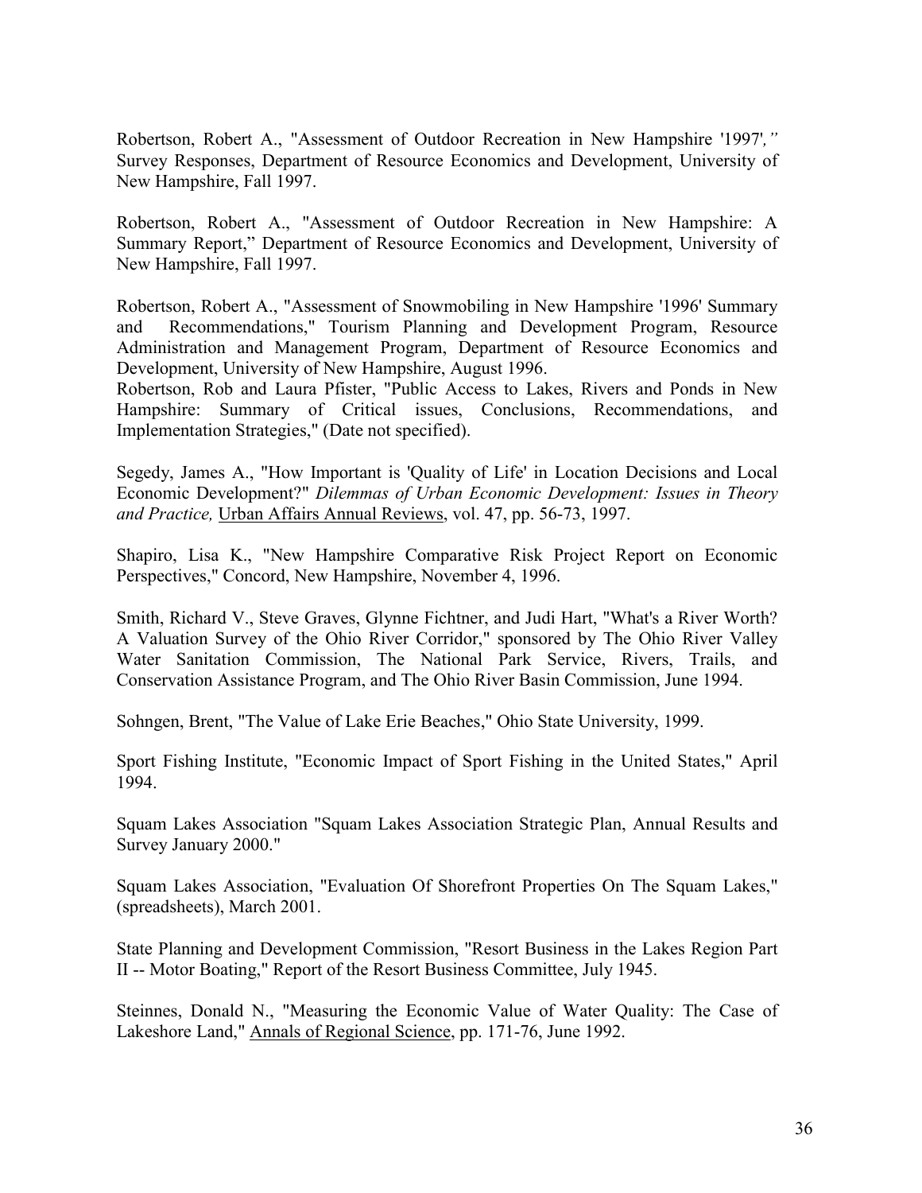Robertson, Robert A., "Assessment of Outdoor Recreation in New Hampshire '1997'*,"* Survey Responses, Department of Resource Economics and Development, University of New Hampshire, Fall 1997.

Robertson, Robert A., "Assessment of Outdoor Recreation in New Hampshire: A Summary Report," Department of Resource Economics and Development, University of New Hampshire, Fall 1997.

Robertson, Robert A., "Assessment of Snowmobiling in New Hampshire '1996' Summary and Recommendations," Tourism Planning and Development Program, Resource Administration and Management Program, Department of Resource Economics and Development, University of New Hampshire, August 1996.

Robertson, Rob and Laura Pfister, "Public Access to Lakes, Rivers and Ponds in New Hampshire: Summary of Critical issues, Conclusions, Recommendations, and Implementation Strategies," (Date not specified).

Segedy, James A., "How Important is 'Quality of Life' in Location Decisions and Local Economic Development?" *Dilemmas of Urban Economic Development: Issues in Theory and Practice,* Urban Affairs Annual Reviews, vol. 47, pp. 56-73, 1997.

Shapiro, Lisa K., "New Hampshire Comparative Risk Project Report on Economic Perspectives," Concord, New Hampshire, November 4, 1996.

Smith, Richard V., Steve Graves, Glynne Fichtner, and Judi Hart, "What's a River Worth? A Valuation Survey of the Ohio River Corridor," sponsored by The Ohio River Valley Water Sanitation Commission, The National Park Service, Rivers, Trails, and Conservation Assistance Program, and The Ohio River Basin Commission, June 1994.

Sohngen, Brent, "The Value of Lake Erie Beaches," Ohio State University, 1999.

Sport Fishing Institute, "Economic Impact of Sport Fishing in the United States," April 1994.

Squam Lakes Association "Squam Lakes Association Strategic Plan, Annual Results and Survey January 2000."

Squam Lakes Association, "Evaluation Of Shorefront Properties On The Squam Lakes," (spreadsheets), March 2001.

State Planning and Development Commission, "Resort Business in the Lakes Region Part II -- Motor Boating," Report of the Resort Business Committee, July 1945.

Steinnes, Donald N., "Measuring the Economic Value of Water Quality: The Case of Lakeshore Land," Annals of Regional Science, pp. 171-76, June 1992.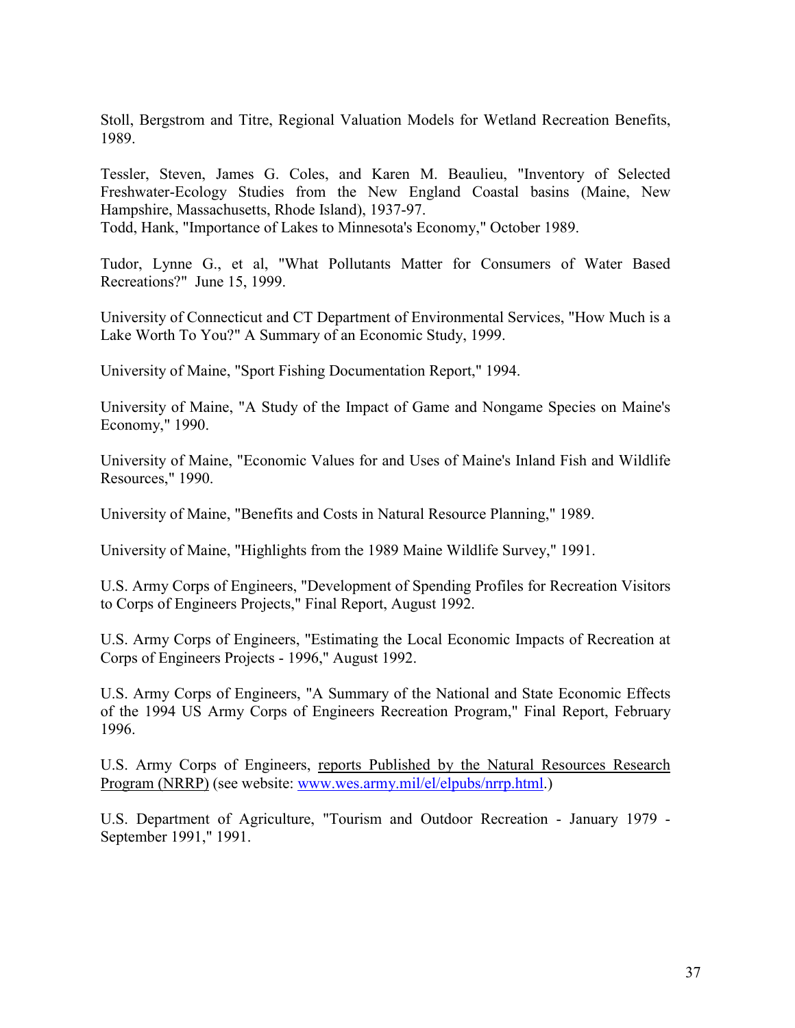Stoll, Bergstrom and Titre, Regional Valuation Models for Wetland Recreation Benefits, 1989.

Tessler, Steven, James G. Coles, and Karen M. Beaulieu, "Inventory of Selected Freshwater-Ecology Studies from the New England Coastal basins (Maine, New Hampshire, Massachusetts, Rhode Island), 1937-97.
Todd, Hank, "Importance of Lakes to Minnesota's Economy," October 1989.

Tudor, Lynne G., et al, "What Pollutants Matter for Consumers of Water Based Recreations?" June 15, 1999.

University of Connecticut and CT Department of Environmental Services, "How Much is a Lake Worth To You?" A Summary of an Economic Study, 1999.

University of Maine, "Sport Fishing Documentation Report," 1994.

University of Maine, "A Study of the Impact of Game and Nongame Species on Maine's Economy," 1990.

University of Maine, "Economic Values for and Uses of Maine's Inland Fish and Wildlife Resources," 1990.

University of Maine, "Benefits and Costs in Natural Resource Planning," 1989.

University of Maine, "Highlights from the 1989 Maine Wildlife Survey," 1991.

U.S. Army Corps of Engineers, "Development of Spending Profiles for Recreation Visitors to Corps of Engineers Projects," Final Report, August 1992.

U.S. Army Corps of Engineers, "Estimating the Local Economic Impacts of Recreation at Corps of Engineers Projects - 1996," August 1992.

U.S. Army Corps of Engineers, "A Summary of the National and State Economic Effects of the 1994 US Army Corps of Engineers Recreation Program," Final Report, February 1996.

U.S. Army Corps of Engineers, reports Published by the Natural Resources Research Program (NRRP) (see website: www.wes.army.mil/el/elpubs/nrrp.html.)

U.S. Department of Agriculture, "Tourism and Outdoor Recreation - January 1979 - September 1991," 1991.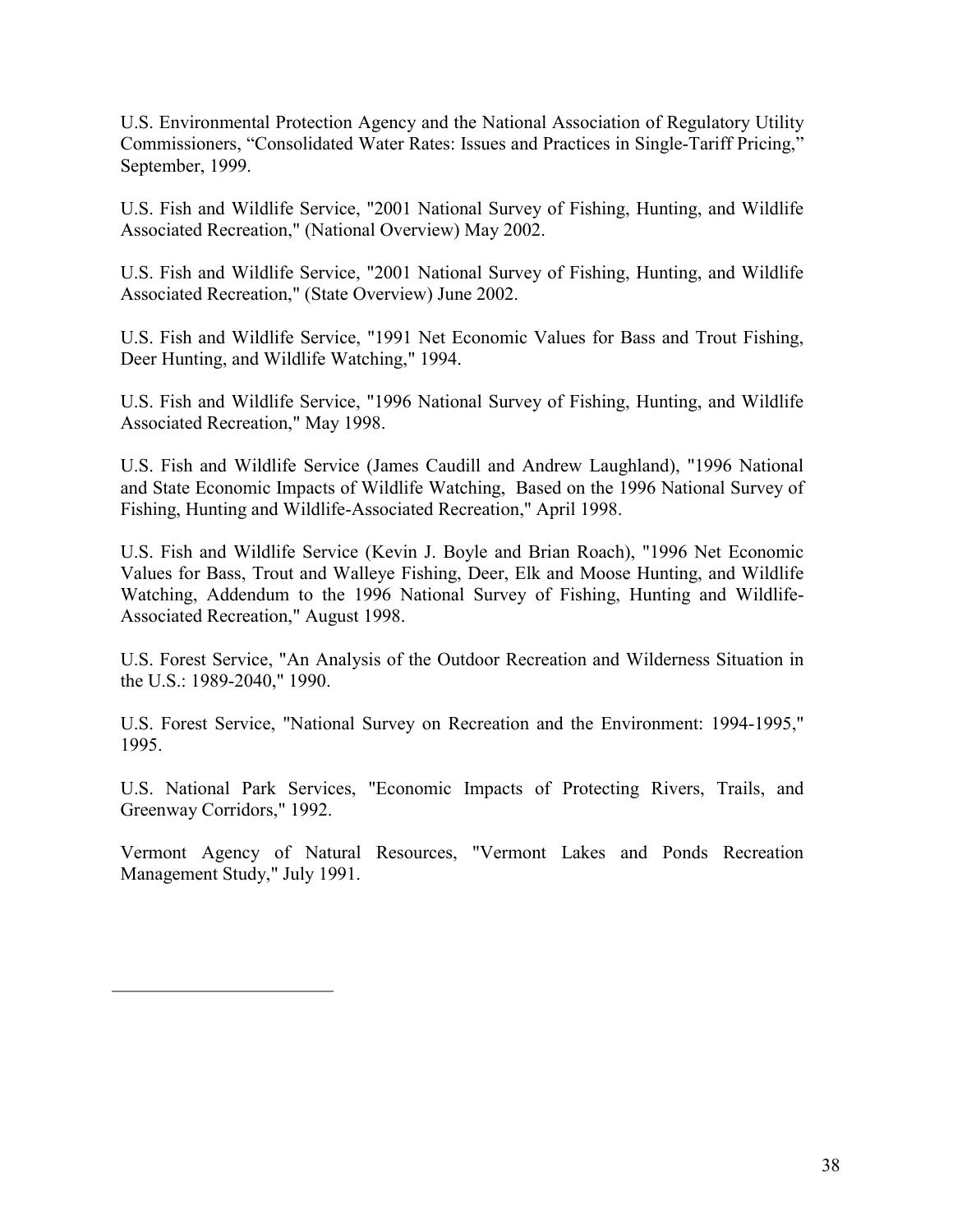U.S. Environmental Protection Agency and the National Association of Regulatory Utility Commissioners, "Consolidated Water Rates: Issues and Practices in Single-Tariff Pricing," September, 1999.

U.S. Fish and Wildlife Service, "2001 National Survey of Fishing, Hunting, and Wildlife Associated Recreation," (National Overview) May 2002.

U.S. Fish and Wildlife Service, "2001 National Survey of Fishing, Hunting, and Wildlife Associated Recreation," (State Overview) June 2002.

U.S. Fish and Wildlife Service, "1991 Net Economic Values for Bass and Trout Fishing, Deer Hunting, and Wildlife Watching," 1994.

U.S. Fish and Wildlife Service, "1996 National Survey of Fishing, Hunting, and Wildlife Associated Recreation," May 1998.

U.S. Fish and Wildlife Service (James Caudill and Andrew Laughland), "1996 National and State Economic Impacts of Wildlife Watching, Based on the 1996 National Survey of Fishing, Hunting and Wildlife-Associated Recreation," April 1998.

U.S. Fish and Wildlife Service (Kevin J. Boyle and Brian Roach), "1996 Net Economic Values for Bass, Trout and Walleye Fishing, Deer, Elk and Moose Hunting, and Wildlife Watching, Addendum to the 1996 National Survey of Fishing, Hunting and Wildlife-Associated Recreation," August 1998.

U.S. Forest Service, "An Analysis of the Outdoor Recreation and Wilderness Situation in the U.S.: 1989-2040," 1990.

U.S. Forest Service, "National Survey on Recreation and the Environment: 1994-1995," 1995.

U.S. National Park Services, "Economic Impacts of Protecting Rivers, Trails, and Greenway Corridors," 1992.

Vermont Agency of Natural Resources, "Vermont Lakes and Ponds Recreation Management Study," July 1991.